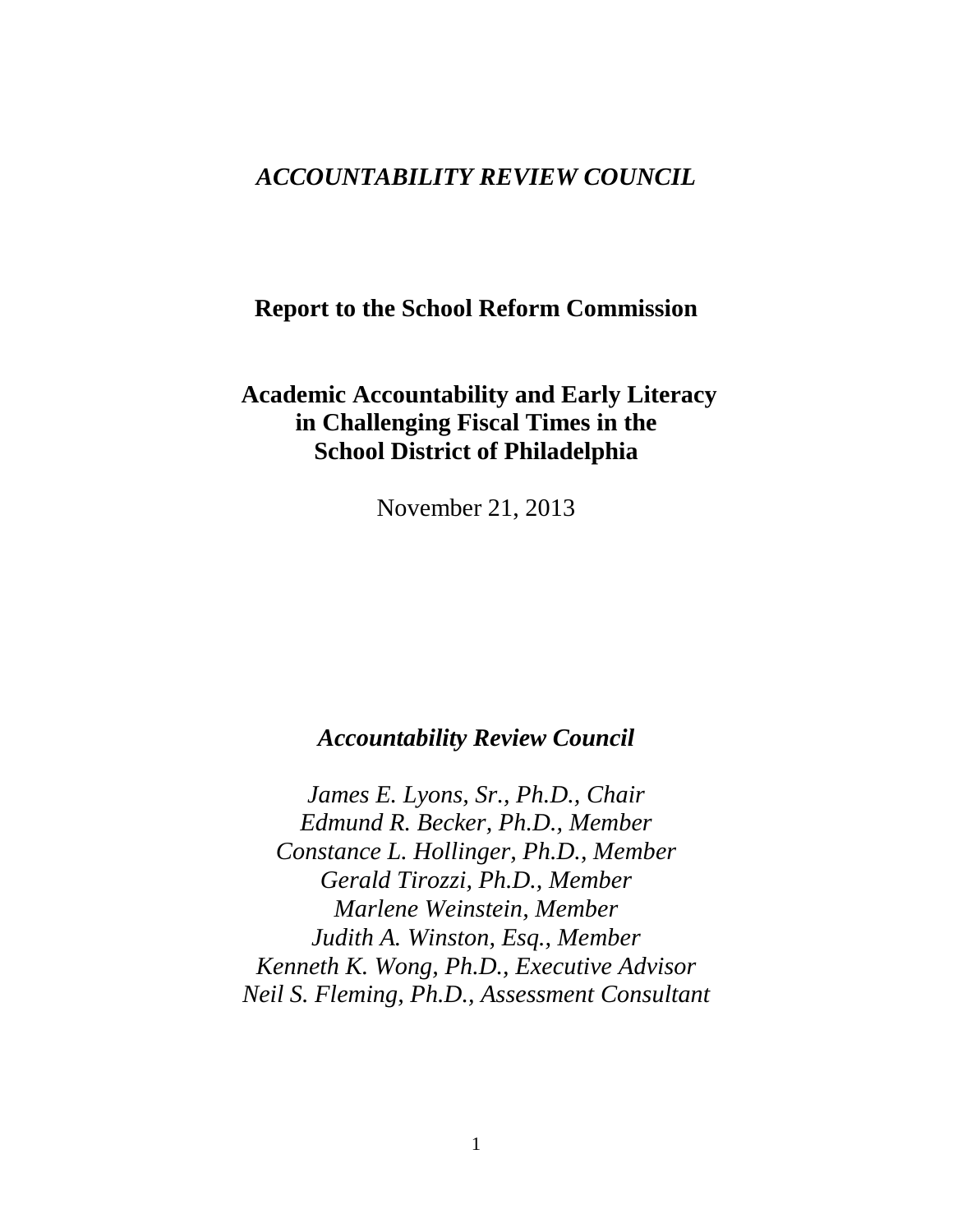*ACCOUNTABILITY REVIEW COUNCIL*

# Report to the School Reform Commission

# Academic Accountability and Early Literacy in Challenging Fiscal Times in the School District of Philadelphia

November 21, 2013

***Accountability Review Council***

*James E. Lyons, Sr., Ph.D., Chair*
*Edmund R. Becker, Ph.D., Member*
*Constance L. Hollinger, Ph.D., Member*
*Gerald Tirozzi, Ph.D., Member*
*Marlene Weinstein, Member*
*Judith A. Winston, Esq., Member*
*Kenneth K. Wong, Ph.D., Executive Advisor*
*Neil S. Fleming, Ph.D., Assessment Consultant*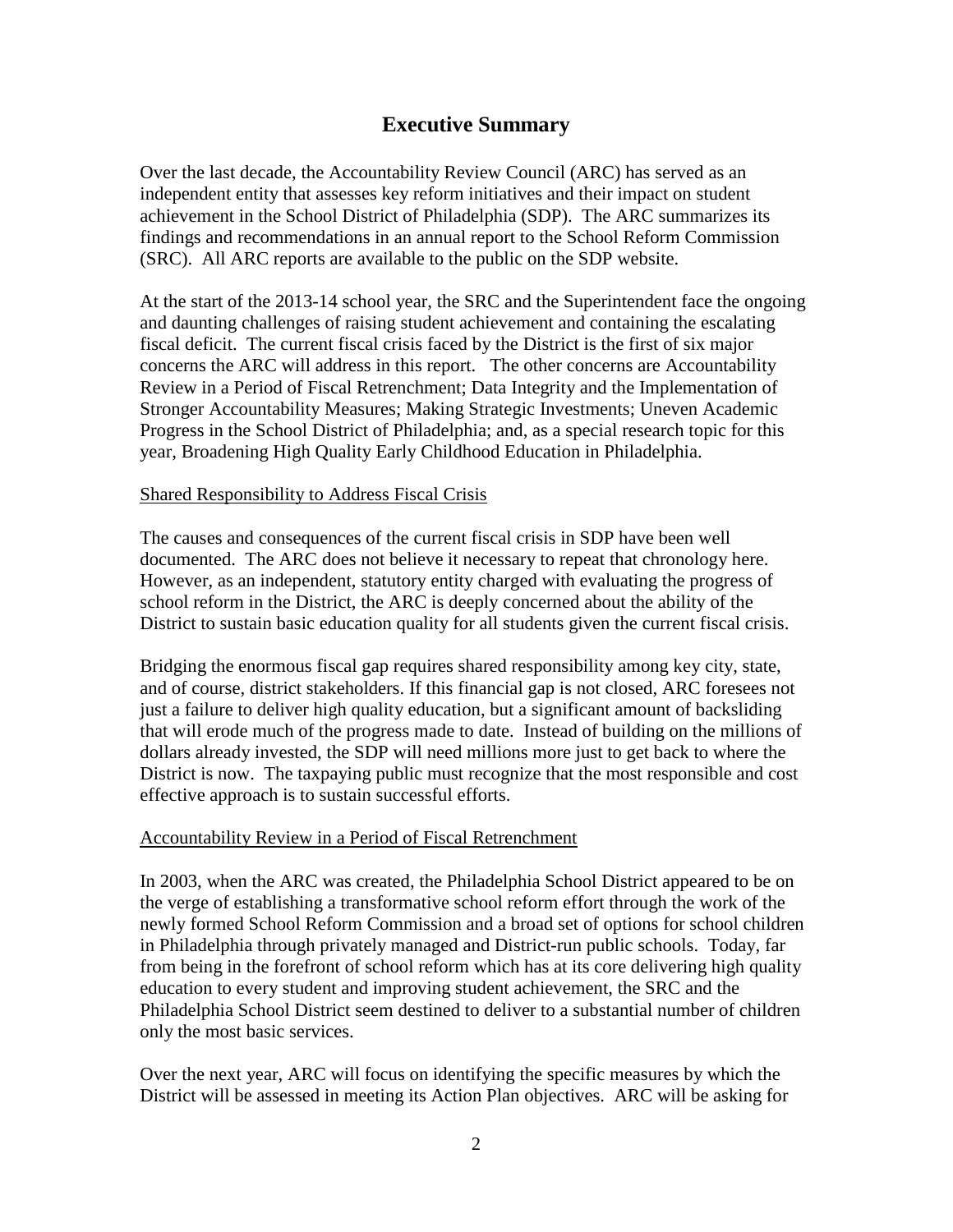# Executive Summary

Over the last decade, the Accountability Review Council (ARC) has served as an independent entity that assesses key reform initiatives and their impact on student achievement in the School District of Philadelphia (SDP). The ARC summarizes its findings and recommendations in an annual report to the School Reform Commission (SRC). All ARC reports are available to the public on the SDP website.

At the start of the 2013-14 school year, the SRC and the Superintendent face the ongoing and daunting challenges of raising student achievement and containing the escalating fiscal deficit. The current fiscal crisis faced by the District is the first of six major concerns the ARC will address in this report. The other concerns are Accountability Review in a Period of Fiscal Retrenchment; Data Integrity and the Implementation of Stronger Accountability Measures; Making Strategic Investments; Uneven Academic Progress in the School District of Philadelphia; and, as a special research topic for this year, Broadening High Quality Early Childhood Education in Philadelphia.

## Shared Responsibility to Address Fiscal Crisis

The causes and consequences of the current fiscal crisis in SDP have been well documented. The ARC does not believe it necessary to repeat that chronology here. However, as an independent, statutory entity charged with evaluating the progress of school reform in the District, the ARC is deeply concerned about the ability of the District to sustain basic education quality for all students given the current fiscal crisis.

Bridging the enormous fiscal gap requires shared responsibility among key city, state, and of course, district stakeholders. If this financial gap is not closed, ARC foresees not just a failure to deliver high quality education, but a significant amount of backsliding that will erode much of the progress made to date. Instead of building on the millions of dollars already invested, the SDP will need millions more just to get back to where the District is now. The taxpaying public must recognize that the most responsible and cost effective approach is to sustain successful efforts.

## Accountability Review in a Period of Fiscal Retrenchment

In 2003, when the ARC was created, the Philadelphia School District appeared to be on the verge of establishing a transformative school reform effort through the work of the newly formed School Reform Commission and a broad set of options for school children in Philadelphia through privately managed and District-run public schools. Today, far from being in the forefront of school reform which has at its core delivering high quality education to every student and improving student achievement, the SRC and the Philadelphia School District seem destined to deliver to a substantial number of children only the most basic services.

Over the next year, ARC will focus on identifying the specific measures by which the District will be assessed in meeting its Action Plan objectives. ARC will be asking for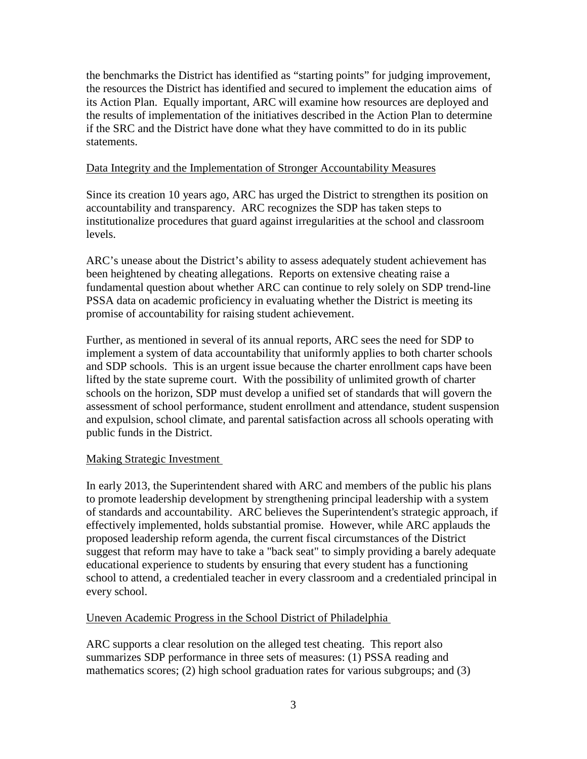the benchmarks the District has identified as "starting points" for judging improvement, the resources the District has identified and secured to implement the education aims of its Action Plan. Equally important, ARC will examine how resources are deployed and the results of implementation of the initiatives described in the Action Plan to determine if the SRC and the District have done what they have committed to do in its public statements.

## Data Integrity and the Implementation of Stronger Accountability Measures

Since its creation 10 years ago, ARC has urged the District to strengthen its position on accountability and transparency. ARC recognizes the SDP has taken steps to institutionalize procedures that guard against irregularities at the school and classroom levels.

ARC's unease about the District's ability to assess adequately student achievement has been heightened by cheating allegations. Reports on extensive cheating raise a fundamental question about whether ARC can continue to rely solely on SDP trend-line PSSA data on academic proficiency in evaluating whether the District is meeting its promise of accountability for raising student achievement.

Further, as mentioned in several of its annual reports, ARC sees the need for SDP to implement a system of data accountability that uniformly applies to both charter schools and SDP schools. This is an urgent issue because the charter enrollment caps have been lifted by the state supreme court. With the possibility of unlimited growth of charter schools on the horizon, SDP must develop a unified set of standards that will govern the assessment of school performance, student enrollment and attendance, student suspension and expulsion, school climate, and parental satisfaction across all schools operating with public funds in the District.

## Making Strategic Investment

In early 2013, the Superintendent shared with ARC and members of the public his plans to promote leadership development by strengthening principal leadership with a system of standards and accountability. ARC believes the Superintendent's strategic approach, if effectively implemented, holds substantial promise. However, while ARC applauds the proposed leadership reform agenda, the current fiscal circumstances of the District suggest that reform may have to take a "back seat" to simply providing a barely adequate educational experience to students by ensuring that every student has a functioning school to attend, a credentialed teacher in every classroom and a credentialed principal in every school.

## Uneven Academic Progress in the School District of Philadelphia

ARC supports a clear resolution on the alleged test cheating. This report also summarizes SDP performance in three sets of measures: (1) PSSA reading and mathematics scores; (2) high school graduation rates for various subgroups; and (3)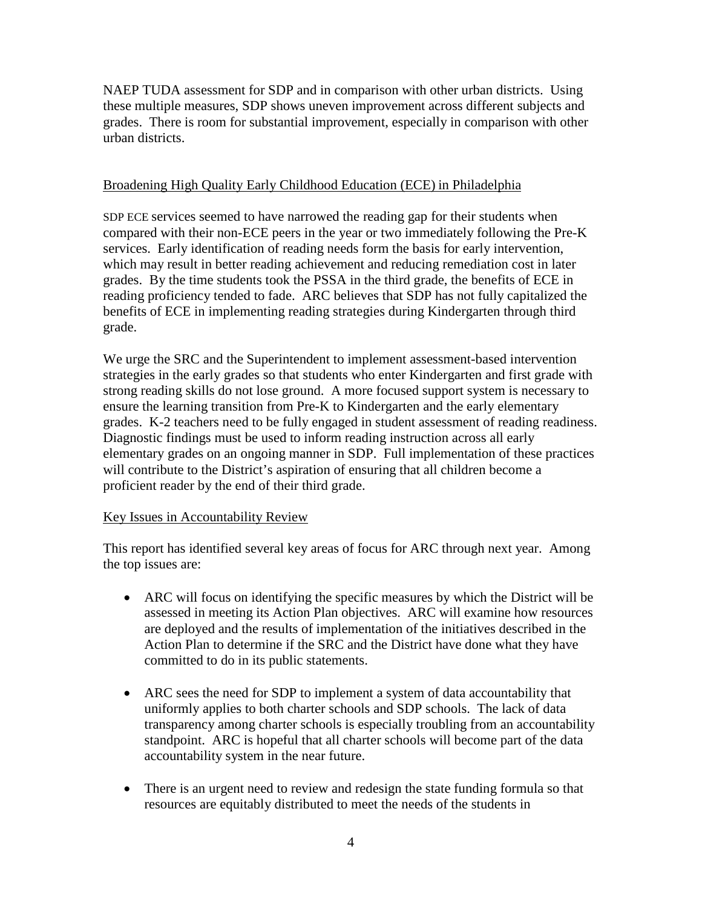NAEP TUDA assessment for SDP and in comparison with other urban districts. Using these multiple measures, SDP shows uneven improvement across different subjects and grades. There is room for substantial improvement, especially in comparison with other urban districts.

## Broadening High Quality Early Childhood Education (ECE) in Philadelphia

SDP ECE services seemed to have narrowed the reading gap for their students when compared with their non-ECE peers in the year or two immediately following the Pre-K services. Early identification of reading needs form the basis for early intervention, which may result in better reading achievement and reducing remediation cost in later grades. By the time students took the PSSA in the third grade, the benefits of ECE in reading proficiency tended to fade. ARC believes that SDP has not fully capitalized the benefits of ECE in implementing reading strategies during Kindergarten through third grade.

We urge the SRC and the Superintendent to implement assessment-based intervention strategies in the early grades so that students who enter Kindergarten and first grade with strong reading skills do not lose ground. A more focused support system is necessary to ensure the learning transition from Pre-K to Kindergarten and the early elementary grades. K-2 teachers need to be fully engaged in student assessment of reading readiness. Diagnostic findings must be used to inform reading instruction across all early elementary grades on an ongoing manner in SDP. Full implementation of these practices will contribute to the District's aspiration of ensuring that all children become a proficient reader by the end of their third grade.

## Key Issues in Accountability Review

This report has identified several key areas of focus for ARC through next year. Among the top issues are:

- ARC will focus on identifying the specific measures by which the District will be assessed in meeting its Action Plan objectives. ARC will examine how resources are deployed and the results of implementation of the initiatives described in the Action Plan to determine if the SRC and the District have done what they have committed to do in its public statements.

- ARC sees the need for SDP to implement a system of data accountability that uniformly applies to both charter schools and SDP schools. The lack of data transparency among charter schools is especially troubling from an accountability standpoint. ARC is hopeful that all charter schools will become part of the data accountability system in the near future.

- There is an urgent need to review and redesign the state funding formula so that resources are equitably distributed to meet the needs of the students in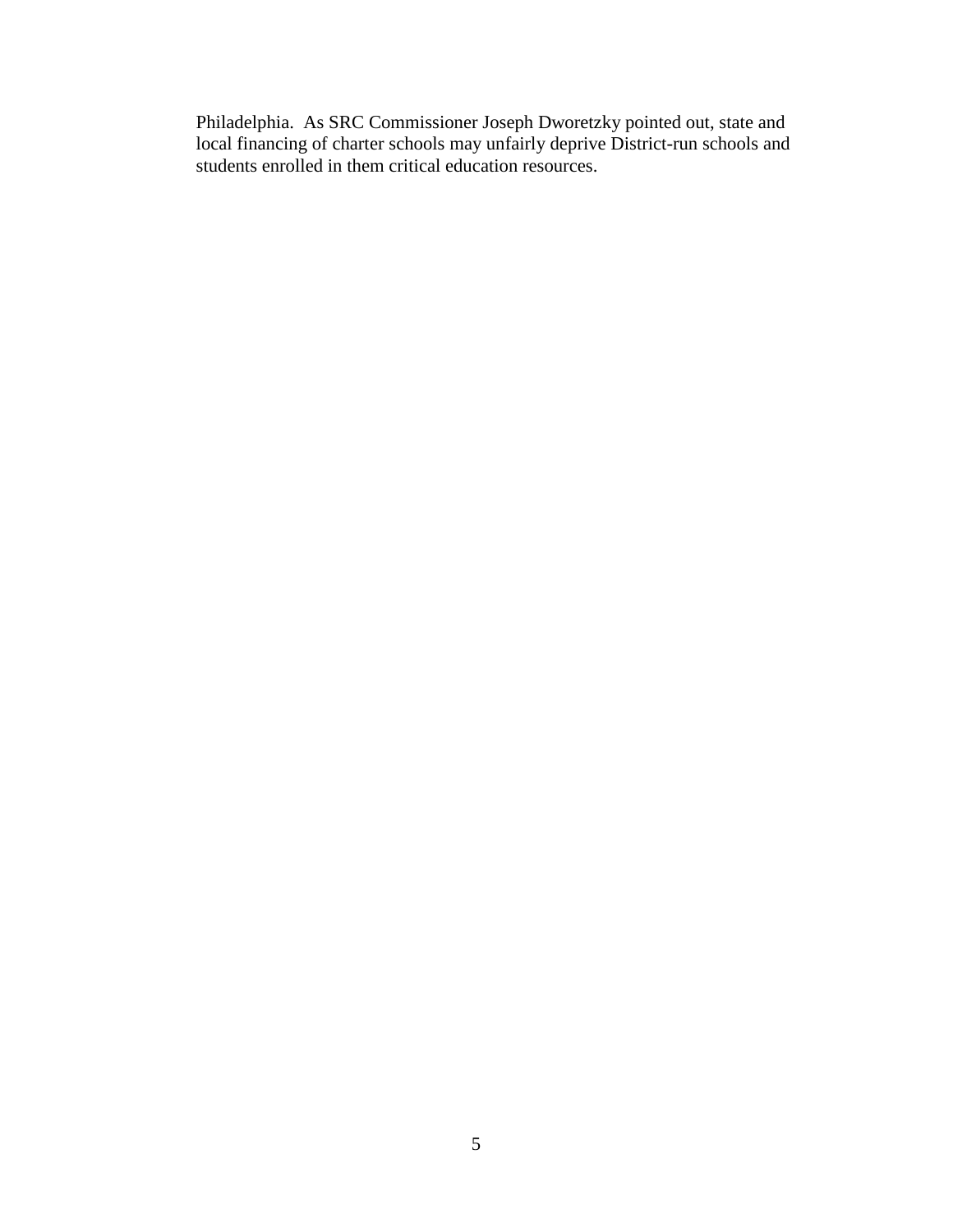Philadelphia. As SRC Commissioner Joseph Dworetzky pointed out, state and local financing of charter schools may unfairly deprive District-run schools and students enrolled in them critical education resources.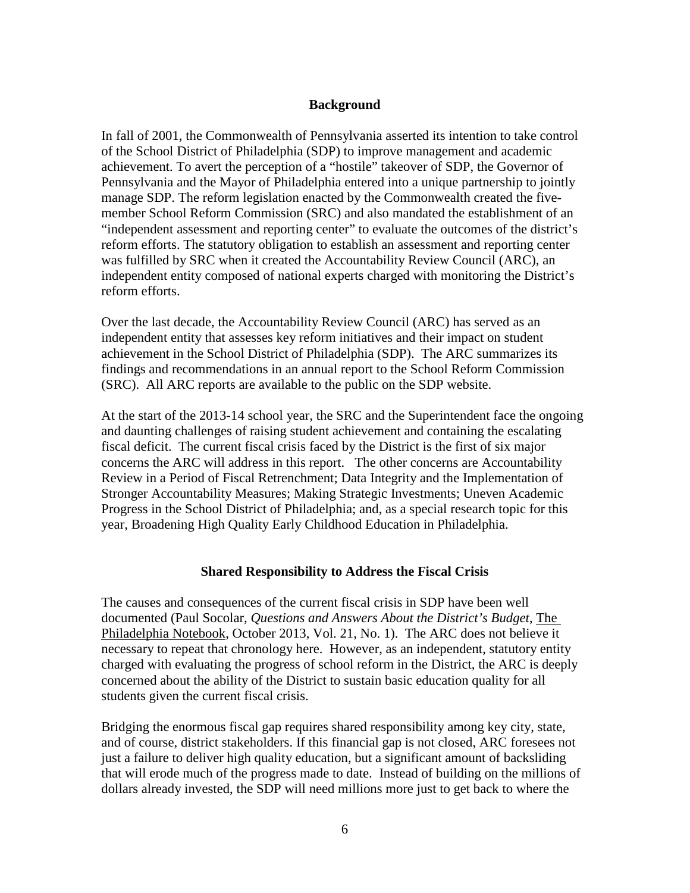## Background

In fall of 2001, the Commonwealth of Pennsylvania asserted its intention to take control of the School District of Philadelphia (SDP) to improve management and academic achievement. To avert the perception of a "hostile" takeover of SDP, the Governor of Pennsylvania and the Mayor of Philadelphia entered into a unique partnership to jointly manage SDP. The reform legislation enacted by the Commonwealth created the five-member School Reform Commission (SRC) and also mandated the establishment of an "independent assessment and reporting center" to evaluate the outcomes of the district's reform efforts. The statutory obligation to establish an assessment and reporting center was fulfilled by SRC when it created the Accountability Review Council (ARC), an independent entity composed of national experts charged with monitoring the District's reform efforts.

Over the last decade, the Accountability Review Council (ARC) has served as an independent entity that assesses key reform initiatives and their impact on student achievement in the School District of Philadelphia (SDP). The ARC summarizes its findings and recommendations in an annual report to the School Reform Commission (SRC). All ARC reports are available to the public on the SDP website.

At the start of the 2013-14 school year, the SRC and the Superintendent face the ongoing and daunting challenges of raising student achievement and containing the escalating fiscal deficit. The current fiscal crisis faced by the District is the first of six major concerns the ARC will address in this report. The other concerns are Accountability Review in a Period of Fiscal Retrenchment; Data Integrity and the Implementation of Stronger Accountability Measures; Making Strategic Investments; Uneven Academic Progress in the School District of Philadelphia; and, as a special research topic for this year, Broadening High Quality Early Childhood Education in Philadelphia.

## Shared Responsibility to Address the Fiscal Crisis

The causes and consequences of the current fiscal crisis in SDP have been well documented (Paul Socolar, *Questions and Answers About the District's Budget*, The Philadelphia Notebook, October 2013, Vol. 21, No. 1). The ARC does not believe it necessary to repeat that chronology here. However, as an independent, statutory entity charged with evaluating the progress of school reform in the District, the ARC is deeply concerned about the ability of the District to sustain basic education quality for all students given the current fiscal crisis.

Bridging the enormous fiscal gap requires shared responsibility among key city, state, and of course, district stakeholders. If this financial gap is not closed, ARC foresees not just a failure to deliver high quality education, but a significant amount of backsliding that will erode much of the progress made to date. Instead of building on the millions of dollars already invested, the SDP will need millions more just to get back to where the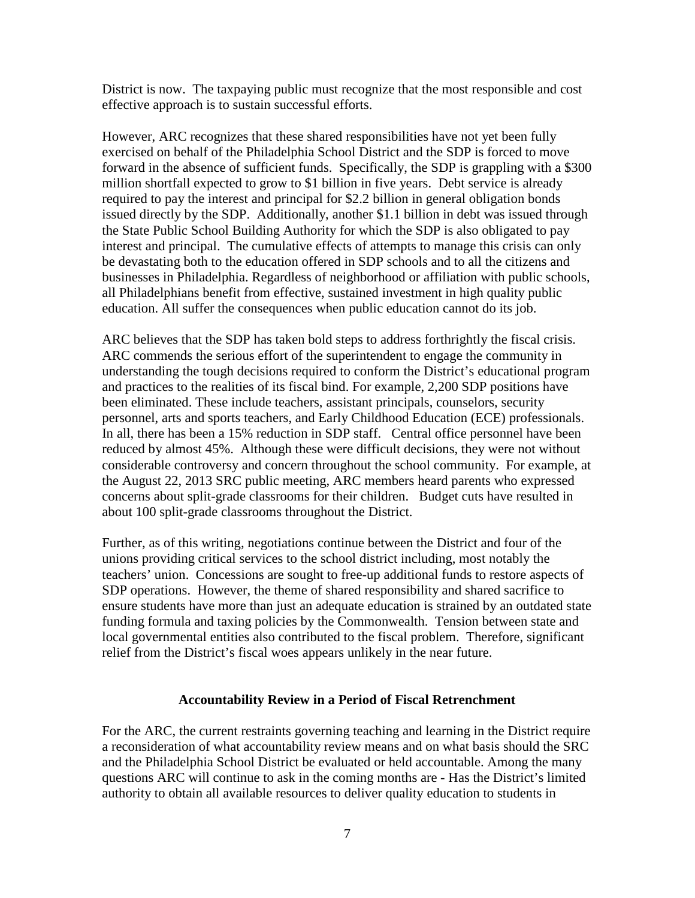District is now. The taxpaying public must recognize that the most responsible and cost effective approach is to sustain successful efforts.

However, ARC recognizes that these shared responsibilities have not yet been fully exercised on behalf of the Philadelphia School District and the SDP is forced to move forward in the absence of sufficient funds. Specifically, the SDP is grappling with a $300 million shortfall expected to grow to $1 billion in five years. Debt service is already required to pay the interest and principal for $2.2 billion in general obligation bonds issued directly by the SDP. Additionally, another $1.1 billion in debt was issued through the State Public School Building Authority for which the SDP is also obligated to pay interest and principal. The cumulative effects of attempts to manage this crisis can only be devastating both to the education offered in SDP schools and to all the citizens and businesses in Philadelphia. Regardless of neighborhood or affiliation with public schools, all Philadelphians benefit from effective, sustained investment in high quality public education. All suffer the consequences when public education cannot do its job.

ARC believes that the SDP has taken bold steps to address forthrightly the fiscal crisis. ARC commends the serious effort of the superintendent to engage the community in understanding the tough decisions required to conform the District's educational program and practices to the realities of its fiscal bind. For example, 2,200 SDP positions have been eliminated. These include teachers, assistant principals, counselors, security personnel, arts and sports teachers, and Early Childhood Education (ECE) professionals. In all, there has been a 15% reduction in SDP staff. Central office personnel have been reduced by almost 45%. Although these were difficult decisions, they were not without considerable controversy and concern throughout the school community. For example, at the August 22, 2013 SRC public meeting, ARC members heard parents who expressed concerns about split-grade classrooms for their children. Budget cuts have resulted in about 100 split-grade classrooms throughout the District.

Further, as of this writing, negotiations continue between the District and four of the unions providing critical services to the school district including, most notably the teachers' union. Concessions are sought to free-up additional funds to restore aspects of SDP operations. However, the theme of shared responsibility and shared sacrifice to ensure students have more than just an adequate education is strained by an outdated state funding formula and taxing policies by the Commonwealth. Tension between state and local governmental entities also contributed to the fiscal problem. Therefore, significant relief from the District's fiscal woes appears unlikely in the near future.

## Accountability Review in a Period of Fiscal Retrenchment

For the ARC, the current restraints governing teaching and learning in the District require a reconsideration of what accountability review means and on what basis should the SRC and the Philadelphia School District be evaluated or held accountable. Among the many questions ARC will continue to ask in the coming months are - Has the District's limited authority to obtain all available resources to deliver quality education to students in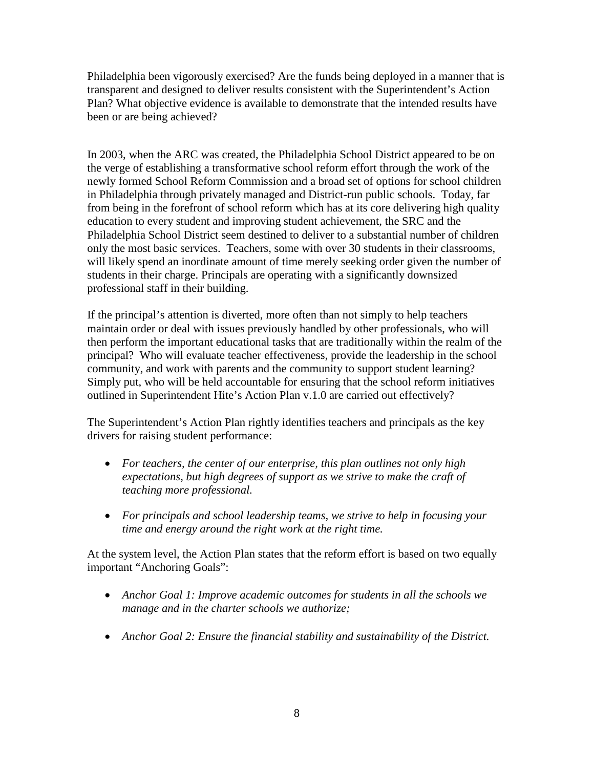Philadelphia been vigorously exercised? Are the funds being deployed in a manner that is transparent and designed to deliver results consistent with the Superintendent's Action Plan? What objective evidence is available to demonstrate that the intended results have been or are being achieved?

In 2003, when the ARC was created, the Philadelphia School District appeared to be on the verge of establishing a transformative school reform effort through the work of the newly formed School Reform Commission and a broad set of options for school children in Philadelphia through privately managed and District-run public schools. Today, far from being in the forefront of school reform which has at its core delivering high quality education to every student and improving student achievement, the SRC and the Philadelphia School District seem destined to deliver to a substantial number of children only the most basic services. Teachers, some with over 30 students in their classrooms, will likely spend an inordinate amount of time merely seeking order given the number of students in their charge. Principals are operating with a significantly downsized professional staff in their building.

If the principal's attention is diverted, more often than not simply to help teachers maintain order or deal with issues previously handled by other professionals, who will then perform the important educational tasks that are traditionally within the realm of the principal? Who will evaluate teacher effectiveness, provide the leadership in the school community, and work with parents and the community to support student learning? Simply put, who will be held accountable for ensuring that the school reform initiatives outlined in Superintendent Hite's Action Plan v.1.0 are carried out effectively?

The Superintendent's Action Plan rightly identifies teachers and principals as the key drivers for raising student performance:

- *For teachers, the center of our enterprise, this plan outlines not only high expectations, but high degrees of support as we strive to make the craft of teaching more professional.*
- *For principals and school leadership teams, we strive to help in focusing your time and energy around the right work at the right time.*

At the system level, the Action Plan states that the reform effort is based on two equally important "Anchoring Goals":

- *Anchor Goal 1: Improve academic outcomes for students in all the schools we manage and in the charter schools we authorize;*
- *Anchor Goal 2: Ensure the financial stability and sustainability of the District.*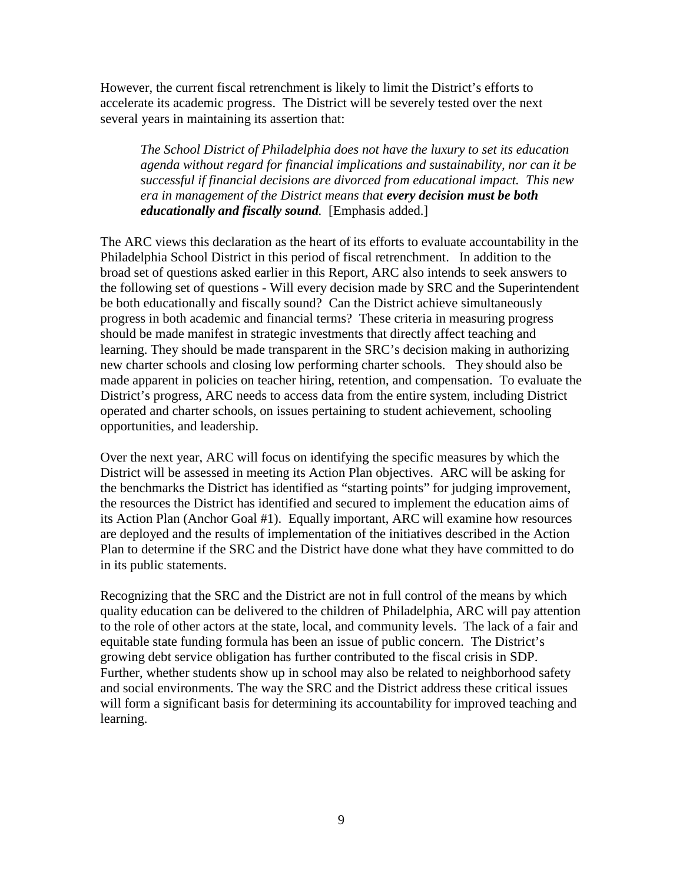However, the current fiscal retrenchment is likely to limit the District's efforts to accelerate its academic progress. The District will be severely tested over the next several years in maintaining its assertion that:

> *The School District of Philadelphia does not have the luxury to set its education agenda without regard for financial implications and sustainability, nor can it be successful if financial decisions are divorced from educational impact. This new era in management of the District means that* ***every decision must be both educationally and fiscally sound****.* [Emphasis added.]

The ARC views this declaration as the heart of its efforts to evaluate accountability in the Philadelphia School District in this period of fiscal retrenchment. In addition to the broad set of questions asked earlier in this Report, ARC also intends to seek answers to the following set of questions - Will every decision made by SRC and the Superintendent be both educationally and fiscally sound? Can the District achieve simultaneously progress in both academic and financial terms? These criteria in measuring progress should be made manifest in strategic investments that directly affect teaching and learning. They should be made transparent in the SRC's decision making in authorizing new charter schools and closing low performing charter schools. They should also be made apparent in policies on teacher hiring, retention, and compensation. To evaluate the District's progress, ARC needs to access data from the entire system, including District operated and charter schools, on issues pertaining to student achievement, schooling opportunities, and leadership.

Over the next year, ARC will focus on identifying the specific measures by which the District will be assessed in meeting its Action Plan objectives. ARC will be asking for the benchmarks the District has identified as "starting points" for judging improvement, the resources the District has identified and secured to implement the education aims of its Action Plan (Anchor Goal #1). Equally important, ARC will examine how resources are deployed and the results of implementation of the initiatives described in the Action Plan to determine if the SRC and the District have done what they have committed to do in its public statements.

Recognizing that the SRC and the District are not in full control of the means by which quality education can be delivered to the children of Philadelphia, ARC will pay attention to the role of other actors at the state, local, and community levels. The lack of a fair and equitable state funding formula has been an issue of public concern. The District's growing debt service obligation has further contributed to the fiscal crisis in SDP. Further, whether students show up in school may also be related to neighborhood safety and social environments. The way the SRC and the District address these critical issues will form a significant basis for determining its accountability for improved teaching and learning.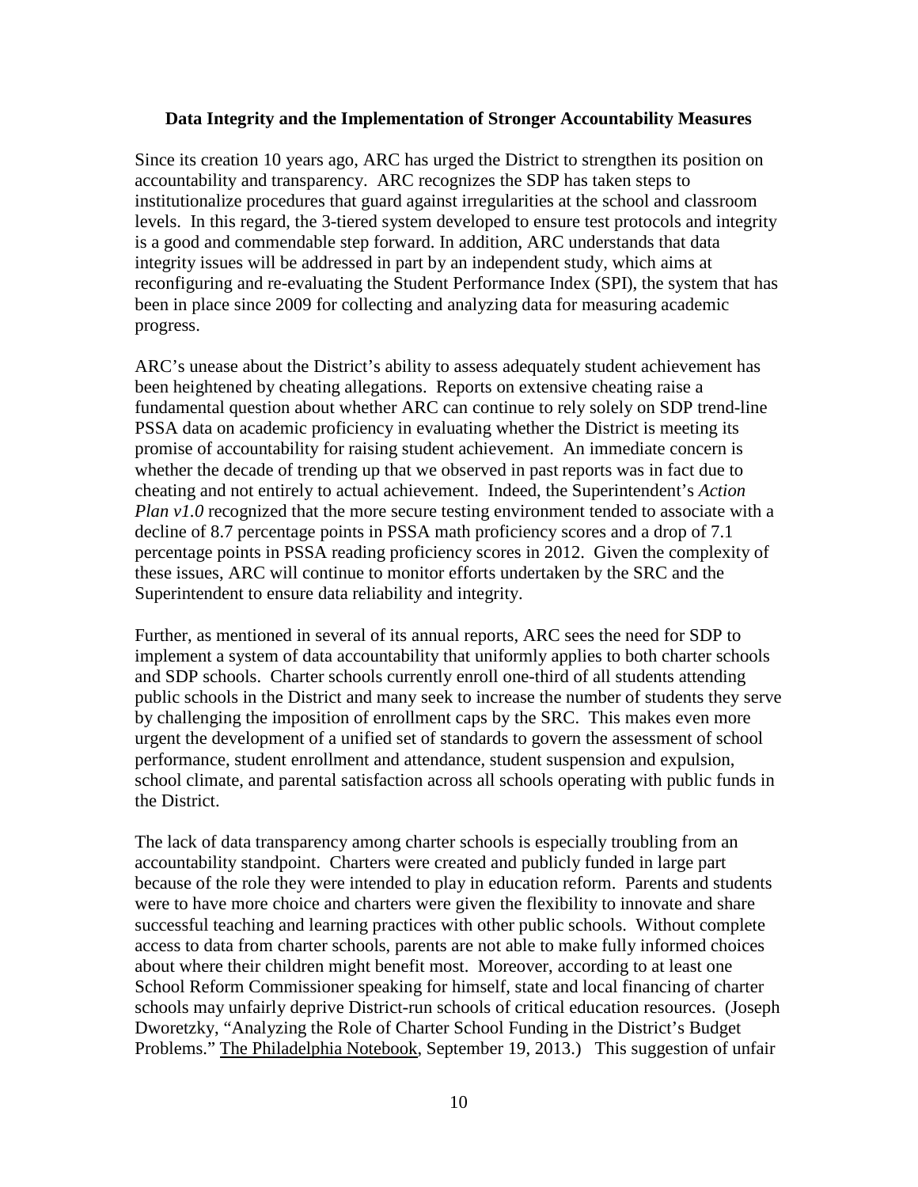**Data Integrity and the Implementation of Stronger Accountability Measures**

Since its creation 10 years ago, ARC has urged the District to strengthen its position on accountability and transparency. ARC recognizes the SDP has taken steps to institutionalize procedures that guard against irregularities at the school and classroom levels. In this regard, the 3-tiered system developed to ensure test protocols and integrity is a good and commendable step forward. In addition, ARC understands that data integrity issues will be addressed in part by an independent study, which aims at reconfiguring and re-evaluating the Student Performance Index (SPI), the system that has been in place since 2009 for collecting and analyzing data for measuring academic progress.

ARC's unease about the District's ability to assess adequately student achievement has been heightened by cheating allegations. Reports on extensive cheating raise a fundamental question about whether ARC can continue to rely solely on SDP trend-line PSSA data on academic proficiency in evaluating whether the District is meeting its promise of accountability for raising student achievement. An immediate concern is whether the decade of trending up that we observed in past reports was in fact due to cheating and not entirely to actual achievement. Indeed, the Superintendent's *Action Plan v1.0* recognized that the more secure testing environment tended to associate with a decline of 8.7 percentage points in PSSA math proficiency scores and a drop of 7.1 percentage points in PSSA reading proficiency scores in 2012. Given the complexity of these issues, ARC will continue to monitor efforts undertaken by the SRC and the Superintendent to ensure data reliability and integrity.

Further, as mentioned in several of its annual reports, ARC sees the need for SDP to implement a system of data accountability that uniformly applies to both charter schools and SDP schools. Charter schools currently enroll one-third of all students attending public schools in the District and many seek to increase the number of students they serve by challenging the imposition of enrollment caps by the SRC. This makes even more urgent the development of a unified set of standards to govern the assessment of school performance, student enrollment and attendance, student suspension and expulsion, school climate, and parental satisfaction across all schools operating with public funds in the District.

The lack of data transparency among charter schools is especially troubling from an accountability standpoint. Charters were created and publicly funded in large part because of the role they were intended to play in education reform. Parents and students were to have more choice and charters were given the flexibility to innovate and share successful teaching and learning practices with other public schools. Without complete access to data from charter schools, parents are not able to make fully informed choices about where their children might benefit most. Moreover, according to at least one School Reform Commissioner speaking for himself, state and local financing of charter schools may unfairly deprive District-run schools of critical education resources. (Joseph Dworetzky, "Analyzing the Role of Charter School Funding in the District's Budget Problems." The Philadelphia Notebook, September 19, 2013.) This suggestion of unfair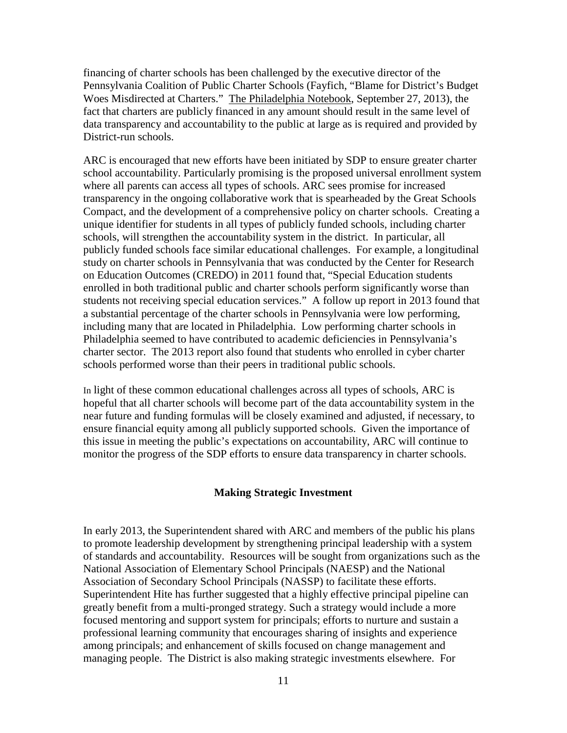financing of charter schools has been challenged by the executive director of the Pennsylvania Coalition of Public Charter Schools (Fayfich, "Blame for District's Budget Woes Misdirected at Charters." The Philadelphia Notebook, September 27, 2013), the fact that charters are publicly financed in any amount should result in the same level of data transparency and accountability to the public at large as is required and provided by District-run schools.

ARC is encouraged that new efforts have been initiated by SDP to ensure greater charter school accountability. Particularly promising is the proposed universal enrollment system where all parents can access all types of schools. ARC sees promise for increased transparency in the ongoing collaborative work that is spearheaded by the Great Schools Compact, and the development of a comprehensive policy on charter schools. Creating a unique identifier for students in all types of publicly funded schools, including charter schools, will strengthen the accountability system in the district. In particular, all publicly funded schools face similar educational challenges. For example, a longitudinal study on charter schools in Pennsylvania that was conducted by the Center for Research on Education Outcomes (CREDO) in 2011 found that, "Special Education students enrolled in both traditional public and charter schools perform significantly worse than students not receiving special education services." A follow up report in 2013 found that a substantial percentage of the charter schools in Pennsylvania were low performing, including many that are located in Philadelphia. Low performing charter schools in Philadelphia seemed to have contributed to academic deficiencies in Pennsylvania's charter sector. The 2013 report also found that students who enrolled in cyber charter schools performed worse than their peers in traditional public schools.

In light of these common educational challenges across all types of schools, ARC is hopeful that all charter schools will become part of the data accountability system in the near future and funding formulas will be closely examined and adjusted, if necessary, to ensure financial equity among all publicly supported schools. Given the importance of this issue in meeting the public's expectations on accountability, ARC will continue to monitor the progress of the SDP efforts to ensure data transparency in charter schools.

## Making Strategic Investment

In early 2013, the Superintendent shared with ARC and members of the public his plans to promote leadership development by strengthening principal leadership with a system of standards and accountability. Resources will be sought from organizations such as the National Association of Elementary School Principals (NAESP) and the National Association of Secondary School Principals (NASSP) to facilitate these efforts. Superintendent Hite has further suggested that a highly effective principal pipeline can greatly benefit from a multi-pronged strategy. Such a strategy would include a more focused mentoring and support system for principals; efforts to nurture and sustain a professional learning community that encourages sharing of insights and experience among principals; and enhancement of skills focused on change management and managing people. The District is also making strategic investments elsewhere. For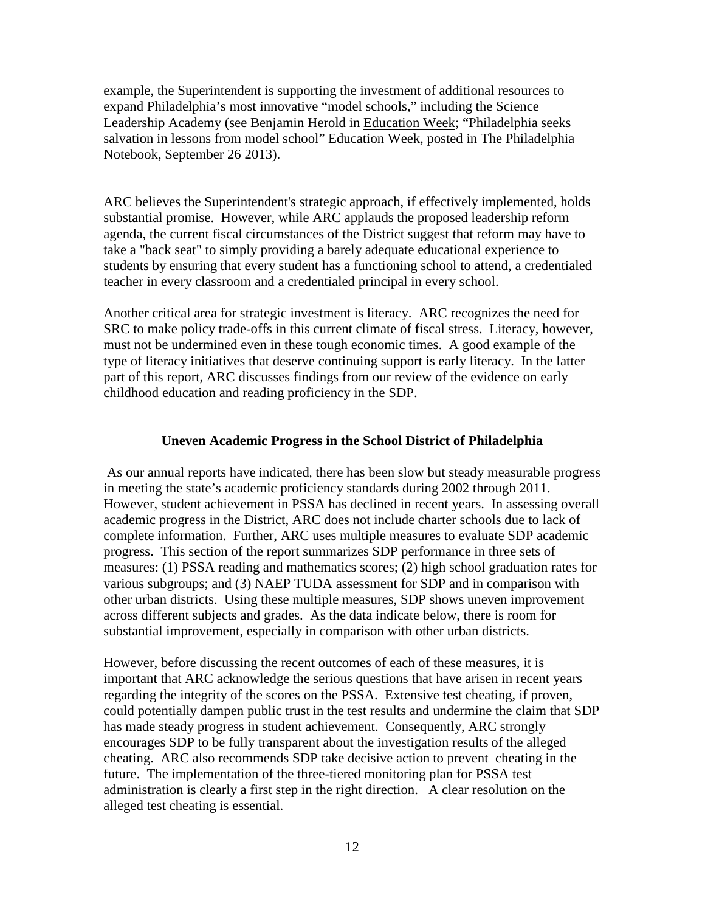example, the Superintendent is supporting the investment of additional resources to expand Philadelphia's most innovative "model schools," including the Science Leadership Academy (see Benjamin Herold in Education Week; "Philadelphia seeks salvation in lessons from model school" Education Week, posted in The Philadelphia Notebook, September 26 2013).

ARC believes the Superintendent's strategic approach, if effectively implemented, holds substantial promise. However, while ARC applauds the proposed leadership reform agenda, the current fiscal circumstances of the District suggest that reform may have to take a "back seat" to simply providing a barely adequate educational experience to students by ensuring that every student has a functioning school to attend, a credentialed teacher in every classroom and a credentialed principal in every school.

Another critical area for strategic investment is literacy. ARC recognizes the need for SRC to make policy trade-offs in this current climate of fiscal stress. Literacy, however, must not be undermined even in these tough economic times. A good example of the type of literacy initiatives that deserve continuing support is early literacy. In the latter part of this report, ARC discusses findings from our review of the evidence on early childhood education and reading proficiency in the SDP.

### Uneven Academic Progress in the School District of Philadelphia

As our annual reports have indicated, there has been slow but steady measurable progress in meeting the state's academic proficiency standards during 2002 through 2011. However, student achievement in PSSA has declined in recent years. In assessing overall academic progress in the District, ARC does not include charter schools due to lack of complete information. Further, ARC uses multiple measures to evaluate SDP academic progress. This section of the report summarizes SDP performance in three sets of measures: (1) PSSA reading and mathematics scores; (2) high school graduation rates for various subgroups; and (3) NAEP TUDA assessment for SDP and in comparison with other urban districts. Using these multiple measures, SDP shows uneven improvement across different subjects and grades. As the data indicate below, there is room for substantial improvement, especially in comparison with other urban districts.

However, before discussing the recent outcomes of each of these measures, it is important that ARC acknowledge the serious questions that have arisen in recent years regarding the integrity of the scores on the PSSA. Extensive test cheating, if proven, could potentially dampen public trust in the test results and undermine the claim that SDP has made steady progress in student achievement. Consequently, ARC strongly encourages SDP to be fully transparent about the investigation results of the alleged cheating. ARC also recommends SDP take decisive action to prevent cheating in the future. The implementation of the three-tiered monitoring plan for PSSA test administration is clearly a first step in the right direction. A clear resolution on the alleged test cheating is essential.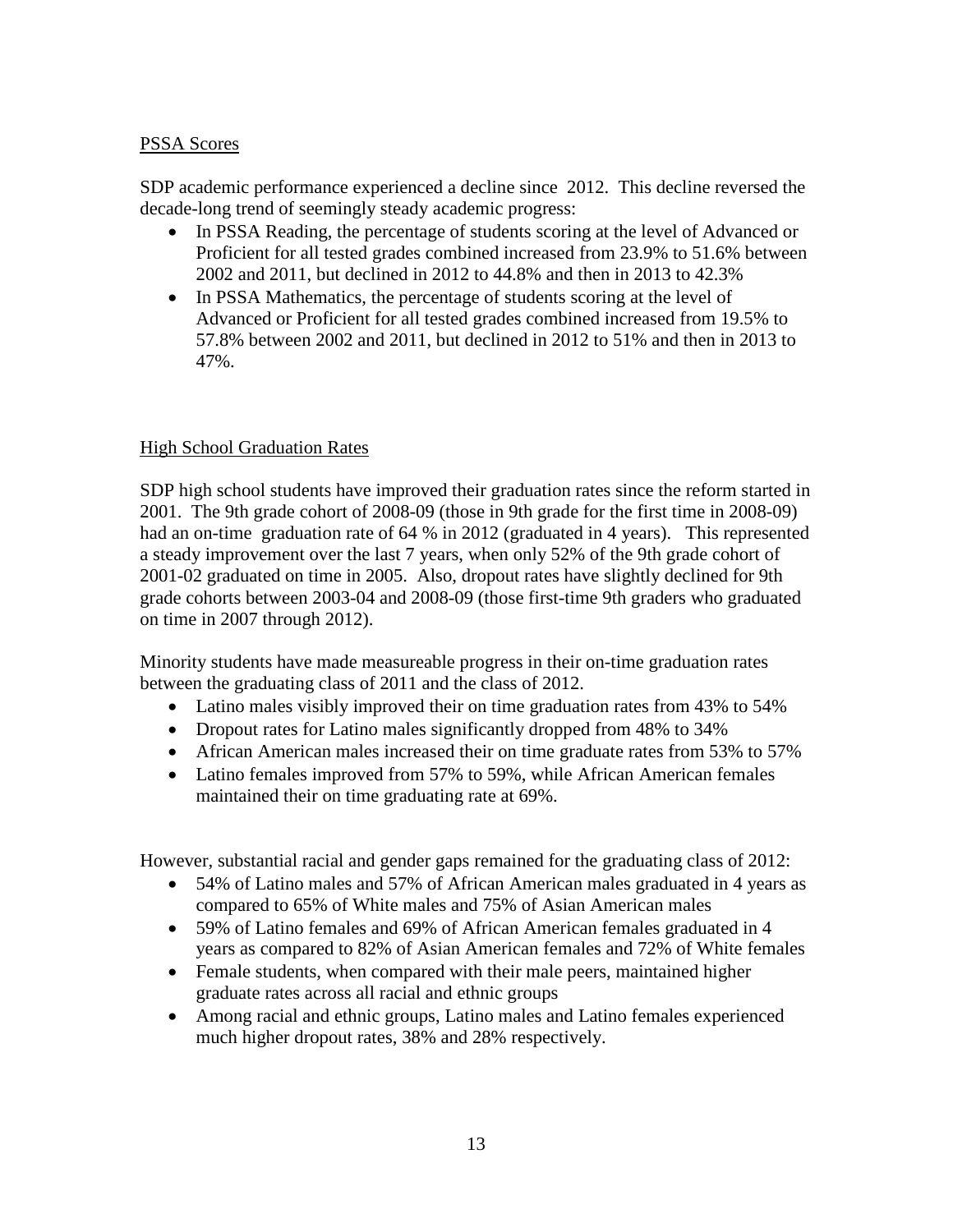## PSSA Scores

SDP academic performance experienced a decline since 2012. This decline reversed the decade-long trend of seemingly steady academic progress:

- In PSSA Reading, the percentage of students scoring at the level of Advanced or Proficient for all tested grades combined increased from 23.9% to 51.6% between 2002 and 2011, but declined in 2012 to 44.8% and then in 2013 to 42.3%
- In PSSA Mathematics, the percentage of students scoring at the level of Advanced or Proficient for all tested grades combined increased from 19.5% to 57.8% between 2002 and 2011, but declined in 2012 to 51% and then in 2013 to 47%.

## High School Graduation Rates

SDP high school students have improved their graduation rates since the reform started in 2001. The 9th grade cohort of 2008-09 (those in 9th grade for the first time in 2008-09) had an on-time graduation rate of 64 % in 2012 (graduated in 4 years). This represented a steady improvement over the last 7 years, when only 52% of the 9th grade cohort of 2001-02 graduated on time in 2005. Also, dropout rates have slightly declined for 9th grade cohorts between 2003-04 and 2008-09 (those first-time 9th graders who graduated on time in 2007 through 2012).

Minority students have made measureable progress in their on-time graduation rates between the graduating class of 2011 and the class of 2012.

- Latino males visibly improved their on time graduation rates from 43% to 54%
- Dropout rates for Latino males significantly dropped from 48% to 34%
- African American males increased their on time graduate rates from 53% to 57%
- Latino females improved from 57% to 59%, while African American females maintained their on time graduating rate at 69%.

However, substantial racial and gender gaps remained for the graduating class of 2012:

- 54% of Latino males and 57% of African American males graduated in 4 years as compared to 65% of White males and 75% of Asian American males
- 59% of Latino females and 69% of African American females graduated in 4 years as compared to 82% of Asian American females and 72% of White females
- Female students, when compared with their male peers, maintained higher graduate rates across all racial and ethnic groups
- Among racial and ethnic groups, Latino males and Latino females experienced much higher dropout rates, 38% and 28% respectively.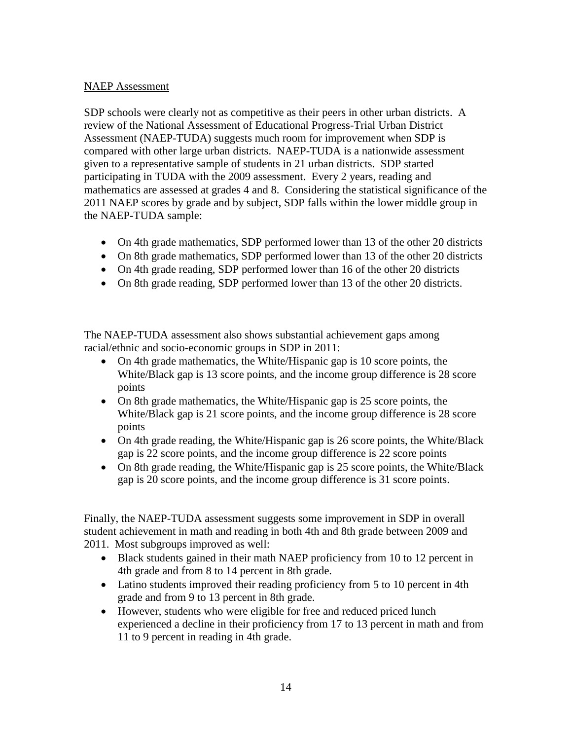<u>NAEP Assessment</u>

SDP schools were clearly not as competitive as their peers in other urban districts. A review of the National Assessment of Educational Progress-Trial Urban District Assessment (NAEP-TUDA) suggests much room for improvement when SDP is compared with other large urban districts. NAEP-TUDA is a nationwide assessment given to a representative sample of students in 21 urban districts. SDP started participating in TUDA with the 2009 assessment. Every 2 years, reading and mathematics are assessed at grades 4 and 8. Considering the statistical significance of the 2011 NAEP scores by grade and by subject, SDP falls within the lower middle group in the NAEP-TUDA sample:

- On 4th grade mathematics, SDP performed lower than 13 of the other 20 districts
- On 8th grade mathematics, SDP performed lower than 13 of the other 20 districts
- On 4th grade reading, SDP performed lower than 16 of the other 20 districts
- On 8th grade reading, SDP performed lower than 13 of the other 20 districts.

The NAEP-TUDA assessment also shows substantial achievement gaps among racial/ethnic and socio-economic groups in SDP in 2011:

- On 4th grade mathematics, the White/Hispanic gap is 10 score points, the White/Black gap is 13 score points, and the income group difference is 28 score points
- On 8th grade mathematics, the White/Hispanic gap is 25 score points, the White/Black gap is 21 score points, and the income group difference is 28 score points
- On 4th grade reading, the White/Hispanic gap is 26 score points, the White/Black gap is 22 score points, and the income group difference is 22 score points
- On 8th grade reading, the White/Hispanic gap is 25 score points, the White/Black gap is 20 score points, and the income group difference is 31 score points.

Finally, the NAEP-TUDA assessment suggests some improvement in SDP in overall student achievement in math and reading in both 4th and 8th grade between 2009 and 2011. Most subgroups improved as well:

- Black students gained in their math NAEP proficiency from 10 to 12 percent in 4th grade and from 8 to 14 percent in 8th grade.
- Latino students improved their reading proficiency from 5 to 10 percent in 4th grade and from 9 to 13 percent in 8th grade.
- However, students who were eligible for free and reduced priced lunch experienced a decline in their proficiency from 17 to 13 percent in math and from 11 to 9 percent in reading in 4th grade.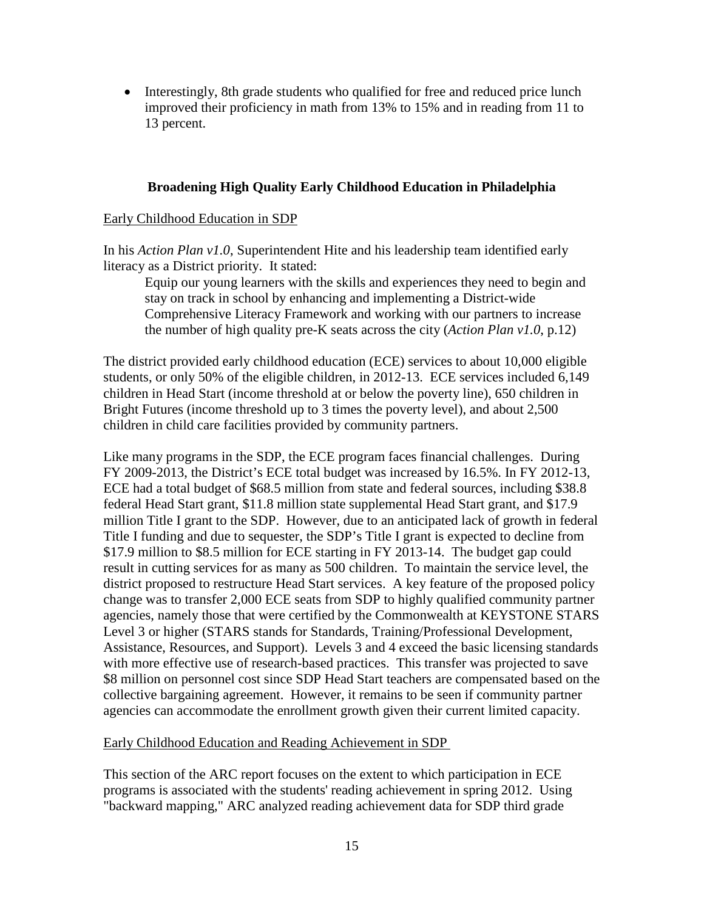- Interestingly, 8th grade students who qualified for free and reduced price lunch improved their proficiency in math from 13% to 15% and in reading from 11 to 13 percent.

## Broadening High Quality Early Childhood Education in Philadelphia

Early Childhood Education in SDP

In his *Action Plan v1.0*, Superintendent Hite and his leadership team identified early literacy as a District priority. It stated:

> Equip our young learners with the skills and experiences they need to begin and stay on track in school by enhancing and implementing a District-wide Comprehensive Literacy Framework and working with our partners to increase the number of high quality pre-K seats across the city (*Action Plan v1.0*, p.12)

The district provided early childhood education (ECE) services to about 10,000 eligible students, or only 50% of the eligible children, in 2012-13. ECE services included 6,149 children in Head Start (income threshold at or below the poverty line), 650 children in Bright Futures (income threshold up to 3 times the poverty level), and about 2,500 children in child care facilities provided by community partners.

Like many programs in the SDP, the ECE program faces financial challenges. During FY 2009-2013, the District's ECE total budget was increased by 16.5%. In FY 2012-13, ECE had a total budget of $68.5 million from state and federal sources, including $38.8 federal Head Start grant, $11.8 million state supplemental Head Start grant, and $17.9 million Title I grant to the SDP. However, due to an anticipated lack of growth in federal Title I funding and due to sequester, the SDP's Title I grant is expected to decline from $17.9 million to $8.5 million for ECE starting in FY 2013-14. The budget gap could result in cutting services for as many as 500 children. To maintain the service level, the district proposed to restructure Head Start services. A key feature of the proposed policy change was to transfer 2,000 ECE seats from SDP to highly qualified community partner agencies, namely those that were certified by the Commonwealth at KEYSTONE STARS Level 3 or higher (STARS stands for Standards, Training/Professional Development, Assistance, Resources, and Support). Levels 3 and 4 exceed the basic licensing standards with more effective use of research-based practices. This transfer was projected to save $8 million on personnel cost since SDP Head Start teachers are compensated based on the collective bargaining agreement. However, it remains to be seen if community partner agencies can accommodate the enrollment growth given their current limited capacity.

Early Childhood Education and Reading Achievement in SDP

This section of the ARC report focuses on the extent to which participation in ECE programs is associated with the students' reading achievement in spring 2012. Using "backward mapping," ARC analyzed reading achievement data for SDP third grade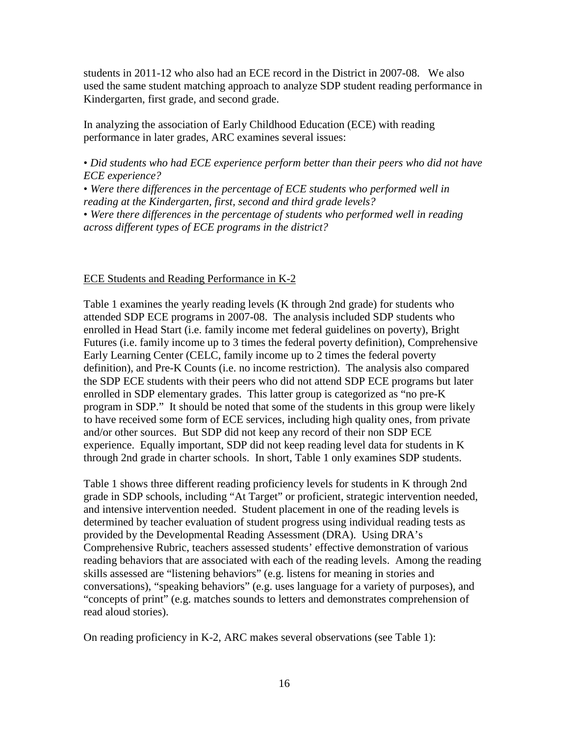students in 2011-12 who also had an ECE record in the District in 2007-08. We also used the same student matching approach to analyze SDP student reading performance in Kindergarten, first grade, and second grade.

In analyzing the association of Early Childhood Education (ECE) with reading performance in later grades, ARC examines several issues:

• *Did students who had ECE experience perform better than their peers who did not have ECE experience?*
• *Were there differences in the percentage of ECE students who performed well in reading at the Kindergarten, first, second and third grade levels?*
• *Were there differences in the percentage of students who performed well in reading across different types of ECE programs in the district?*

<u>ECE Students and Reading Performance in K-2</u>

Table 1 examines the yearly reading levels (K through 2nd grade) for students who attended SDP ECE programs in 2007-08. The analysis included SDP students who enrolled in Head Start (i.e. family income met federal guidelines on poverty), Bright Futures (i.e. family income up to 3 times the federal poverty definition), Comprehensive Early Learning Center (CELC, family income up to 2 times the federal poverty definition), and Pre-K Counts (i.e. no income restriction). The analysis also compared the SDP ECE students with their peers who did not attend SDP ECE programs but later enrolled in SDP elementary grades. This latter group is categorized as "no pre-K program in SDP." It should be noted that some of the students in this group were likely to have received some form of ECE services, including high quality ones, from private and/or other sources. But SDP did not keep any record of their non SDP ECE experience. Equally important, SDP did not keep reading level data for students in K through 2nd grade in charter schools. In short, Table 1 only examines SDP students.

Table 1 shows three different reading proficiency levels for students in K through 2nd grade in SDP schools, including "At Target" or proficient, strategic intervention needed, and intensive intervention needed. Student placement in one of the reading levels is determined by teacher evaluation of student progress using individual reading tests as provided by the Developmental Reading Assessment (DRA). Using DRA's Comprehensive Rubric, teachers assessed students' effective demonstration of various reading behaviors that are associated with each of the reading levels. Among the reading skills assessed are "listening behaviors" (e.g. listens for meaning in stories and conversations), "speaking behaviors" (e.g. uses language for a variety of purposes), and "concepts of print" (e.g. matches sounds to letters and demonstrates comprehension of read aloud stories).

On reading proficiency in K-2, ARC makes several observations (see Table 1):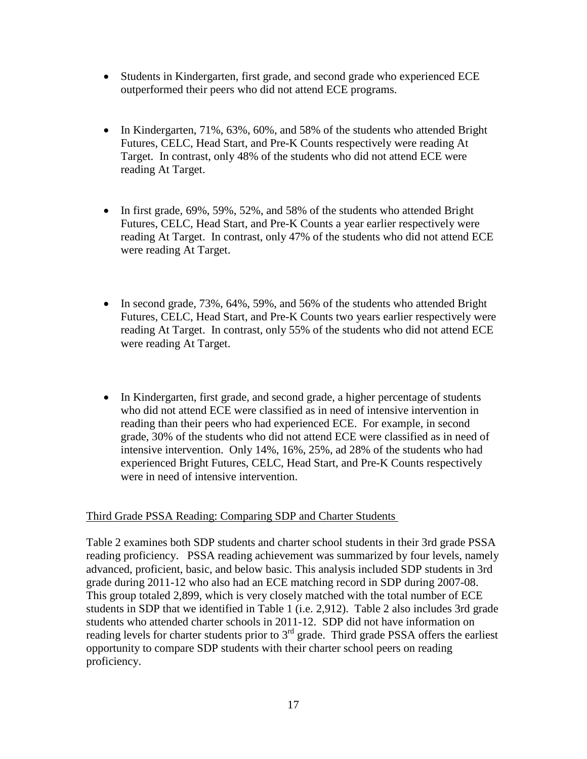- Students in Kindergarten, first grade, and second grade who experienced ECE outperformed their peers who did not attend ECE programs.

- In Kindergarten, 71%, 63%, 60%, and 58% of the students who attended Bright Futures, CELC, Head Start, and Pre-K Counts respectively were reading At Target. In contrast, only 48% of the students who did not attend ECE were reading At Target.

- In first grade, 69%, 59%, 52%, and 58% of the students who attended Bright Futures, CELC, Head Start, and Pre-K Counts a year earlier respectively were reading At Target. In contrast, only 47% of the students who did not attend ECE were reading At Target.

- In second grade, 73%, 64%, 59%, and 56% of the students who attended Bright Futures, CELC, Head Start, and Pre-K Counts two years earlier respectively were reading At Target. In contrast, only 55% of the students who did not attend ECE were reading At Target.

- In Kindergarten, first grade, and second grade, a higher percentage of students who did not attend ECE were classified as in need of intensive intervention in reading than their peers who had experienced ECE. For example, in second grade, 30% of the students who did not attend ECE were classified as in need of intensive intervention. Only 14%, 16%, 25%, ad 28% of the students who had experienced Bright Futures, CELC, Head Start, and Pre-K Counts respectively were in need of intensive intervention.

Third Grade PSSA Reading: Comparing SDP and Charter Students

Table 2 examines both SDP students and charter school students in their 3rd grade PSSA reading proficiency. PSSA reading achievement was summarized by four levels, namely advanced, proficient, basic, and below basic. This analysis included SDP students in 3rd grade during 2011-12 who also had an ECE matching record in SDP during 2007-08. This group totaled 2,899, which is very closely matched with the total number of ECE students in SDP that we identified in Table 1 (i.e. 2,912). Table 2 also includes 3rd grade students who attended charter schools in 2011-12. SDP did not have information on reading levels for charter students prior to 3rd grade. Third grade PSSA offers the earliest opportunity to compare SDP students with their charter school peers on reading proficiency.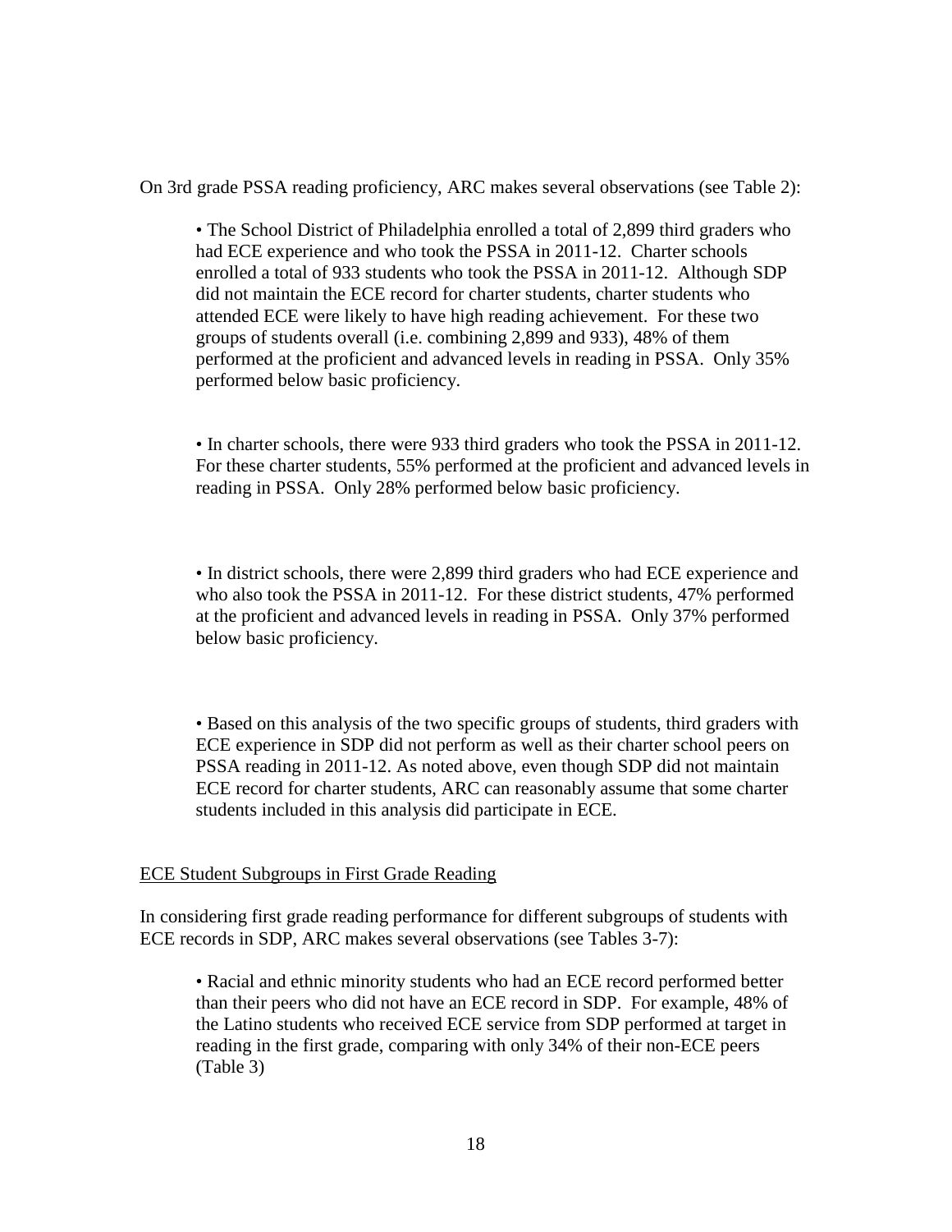On 3rd grade PSSA reading proficiency, ARC makes several observations (see Table 2):

- The School District of Philadelphia enrolled a total of 2,899 third graders who had ECE experience and who took the PSSA in 2011-12. Charter schools enrolled a total of 933 students who took the PSSA in 2011-12. Although SDP did not maintain the ECE record for charter students, charter students who attended ECE were likely to have high reading achievement. For these two groups of students overall (i.e. combining 2,899 and 933), 48% of them performed at the proficient and advanced levels in reading in PSSA. Only 35% performed below basic proficiency.

- In charter schools, there were 933 third graders who took the PSSA in 2011-12. For these charter students, 55% performed at the proficient and advanced levels in reading in PSSA. Only 28% performed below basic proficiency.

- In district schools, there were 2,899 third graders who had ECE experience and who also took the PSSA in 2011-12. For these district students, 47% performed at the proficient and advanced levels in reading in PSSA. Only 37% performed below basic proficiency.

- Based on this analysis of the two specific groups of students, third graders with ECE experience in SDP did not perform as well as their charter school peers on PSSA reading in 2011-12. As noted above, even though SDP did not maintain ECE record for charter students, ARC can reasonably assume that some charter students included in this analysis did participate in ECE.

ECE Student Subgroups in First Grade Reading

In considering first grade reading performance for different subgroups of students with ECE records in SDP, ARC makes several observations (see Tables 3-7):

- Racial and ethnic minority students who had an ECE record performed better than their peers who did not have an ECE record in SDP. For example, 48% of the Latino students who received ECE service from SDP performed at target in reading in the first grade, comparing with only 34% of their non-ECE peers (Table 3)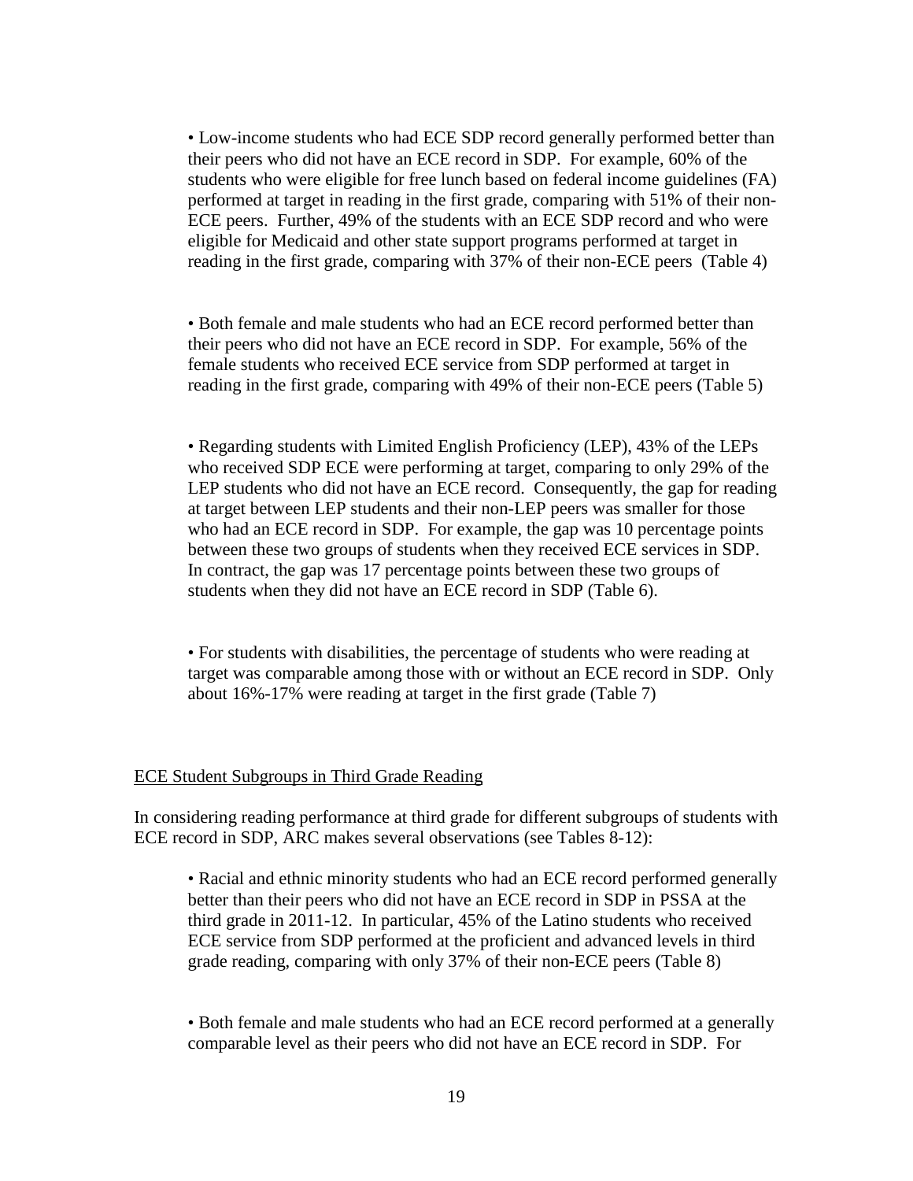- Low-income students who had ECE SDP record generally performed better than their peers who did not have an ECE record in SDP. For example, 60% of the students who were eligible for free lunch based on federal income guidelines (FA) performed at target in reading in the first grade, comparing with 51% of their non-ECE peers. Further, 49% of the students with an ECE SDP record and who were eligible for Medicaid and other state support programs performed at target in reading in the first grade, comparing with 37% of their non-ECE peers (Table 4)

- Both female and male students who had an ECE record performed better than their peers who did not have an ECE record in SDP. For example, 56% of the female students who received ECE service from SDP performed at target in reading in the first grade, comparing with 49% of their non-ECE peers (Table 5)

- Regarding students with Limited English Proficiency (LEP), 43% of the LEPs who received SDP ECE were performing at target, comparing to only 29% of the LEP students who did not have an ECE record. Consequently, the gap for reading at target between LEP students and their non-LEP peers was smaller for those who had an ECE record in SDP. For example, the gap was 10 percentage points between these two groups of students when they received ECE services in SDP. In contract, the gap was 17 percentage points between these two groups of students when they did not have an ECE record in SDP (Table 6).

- For students with disabilities, the percentage of students who were reading at target was comparable among those with or without an ECE record in SDP. Only about 16%-17% were reading at target in the first grade (Table 7)

<u>ECE Student Subgroups in Third Grade Reading</u>

In considering reading performance at third grade for different subgroups of students with ECE record in SDP, ARC makes several observations (see Tables 8-12):

- Racial and ethnic minority students who had an ECE record performed generally better than their peers who did not have an ECE record in SDP in PSSA at the third grade in 2011-12. In particular, 45% of the Latino students who received ECE service from SDP performed at the proficient and advanced levels in third grade reading, comparing with only 37% of their non-ECE peers (Table 8)

- Both female and male students who had an ECE record performed at a generally comparable level as their peers who did not have an ECE record in SDP. For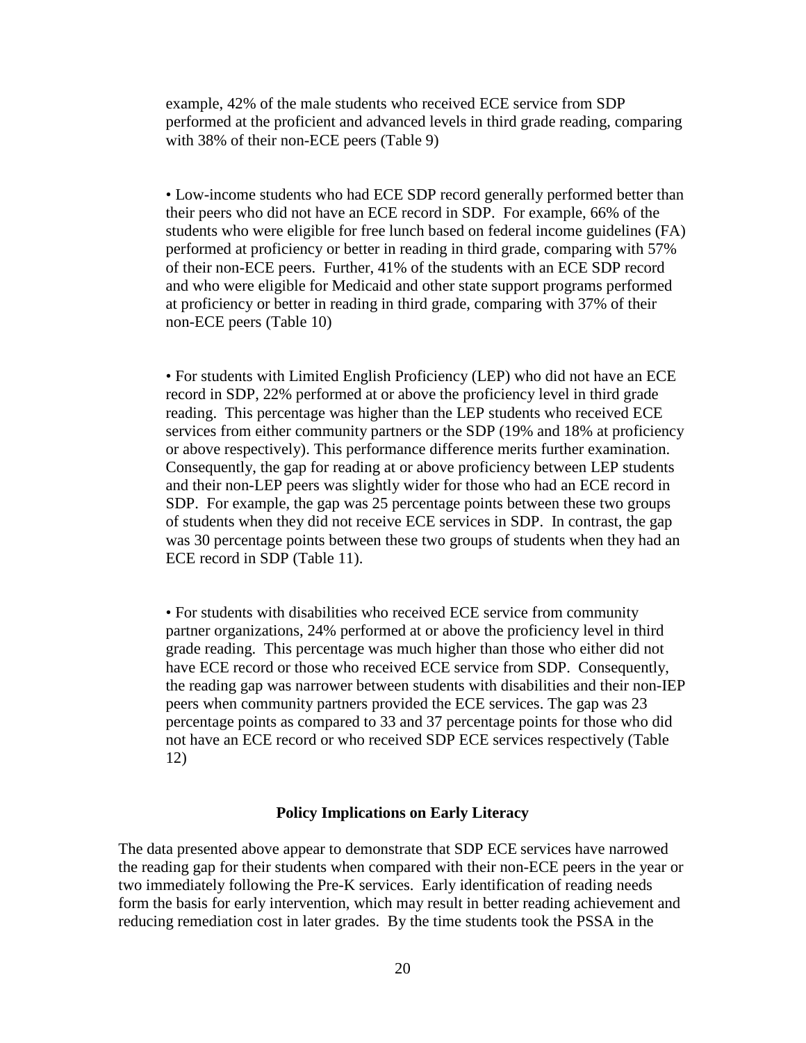example, 42% of the male students who received ECE service from SDP performed at the proficient and advanced levels in third grade reading, comparing with 38% of their non-ECE peers (Table 9)

• Low-income students who had ECE SDP record generally performed better than their peers who did not have an ECE record in SDP. For example, 66% of the students who were eligible for free lunch based on federal income guidelines (FA) performed at proficiency or better in reading in third grade, comparing with 57% of their non-ECE peers. Further, 41% of the students with an ECE SDP record and who were eligible for Medicaid and other state support programs performed at proficiency or better in reading in third grade, comparing with 37% of their non-ECE peers (Table 10)

• For students with Limited English Proficiency (LEP) who did not have an ECE record in SDP, 22% performed at or above the proficiency level in third grade reading. This percentage was higher than the LEP students who received ECE services from either community partners or the SDP (19% and 18% at proficiency or above respectively). This performance difference merits further examination. Consequently, the gap for reading at or above proficiency between LEP students and their non-LEP peers was slightly wider for those who had an ECE record in SDP. For example, the gap was 25 percentage points between these two groups of students when they did not receive ECE services in SDP. In contrast, the gap was 30 percentage points between these two groups of students when they had an ECE record in SDP (Table 11).

• For students with disabilities who received ECE service from community partner organizations, 24% performed at or above the proficiency level in third grade reading. This percentage was much higher than those who either did not have ECE record or those who received ECE service from SDP. Consequently, the reading gap was narrower between students with disabilities and their non-IEP peers when community partners provided the ECE services. The gap was 23 percentage points as compared to 33 and 37 percentage points for those who did not have an ECE record or who received SDP ECE services respectively (Table 12)

## Policy Implications on Early Literacy

The data presented above appear to demonstrate that SDP ECE services have narrowed the reading gap for their students when compared with their non-ECE peers in the year or two immediately following the Pre-K services. Early identification of reading needs form the basis for early intervention, which may result in better reading achievement and reducing remediation cost in later grades. By the time students took the PSSA in the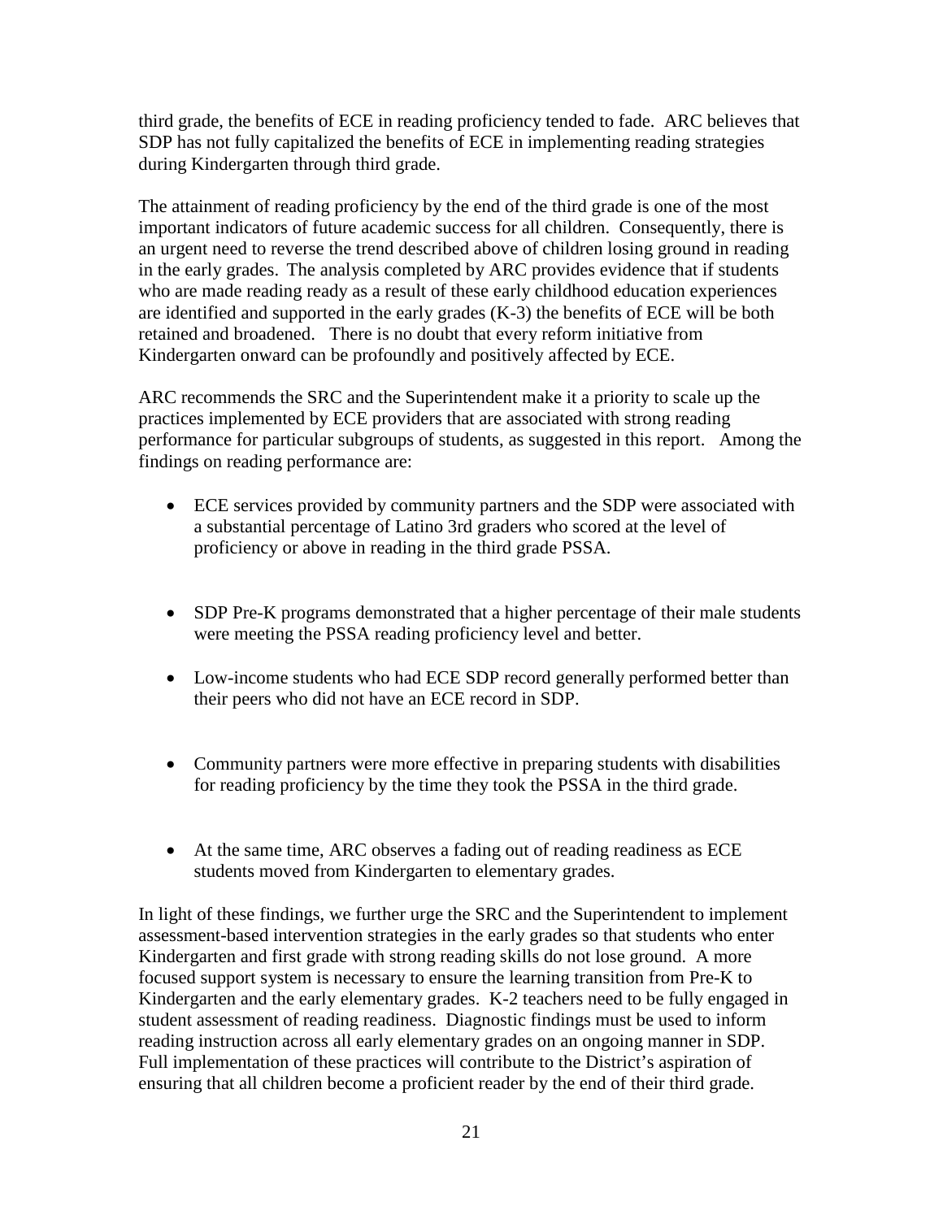third grade, the benefits of ECE in reading proficiency tended to fade. ARC believes that SDP has not fully capitalized the benefits of ECE in implementing reading strategies during Kindergarten through third grade.

The attainment of reading proficiency by the end of the third grade is one of the most important indicators of future academic success for all children. Consequently, there is an urgent need to reverse the trend described above of children losing ground in reading in the early grades. The analysis completed by ARC provides evidence that if students who are made reading ready as a result of these early childhood education experiences are identified and supported in the early grades (K-3) the benefits of ECE will be both retained and broadened. There is no doubt that every reform initiative from Kindergarten onward can be profoundly and positively affected by ECE.

ARC recommends the SRC and the Superintendent make it a priority to scale up the practices implemented by ECE providers that are associated with strong reading performance for particular subgroups of students, as suggested in this report. Among the findings on reading performance are:

- ECE services provided by community partners and the SDP were associated with a substantial percentage of Latino 3rd graders who scored at the level of proficiency or above in reading in the third grade PSSA.
- SDP Pre-K programs demonstrated that a higher percentage of their male students were meeting the PSSA reading proficiency level and better.
- Low-income students who had ECE SDP record generally performed better than their peers who did not have an ECE record in SDP.
- Community partners were more effective in preparing students with disabilities for reading proficiency by the time they took the PSSA in the third grade.
- At the same time, ARC observes a fading out of reading readiness as ECE students moved from Kindergarten to elementary grades.

In light of these findings, we further urge the SRC and the Superintendent to implement assessment-based intervention strategies in the early grades so that students who enter Kindergarten and first grade with strong reading skills do not lose ground. A more focused support system is necessary to ensure the learning transition from Pre-K to Kindergarten and the early elementary grades. K-2 teachers need to be fully engaged in student assessment of reading readiness. Diagnostic findings must be used to inform reading instruction across all early elementary grades on an ongoing manner in SDP. Full implementation of these practices will contribute to the District's aspiration of ensuring that all children become a proficient reader by the end of their third grade.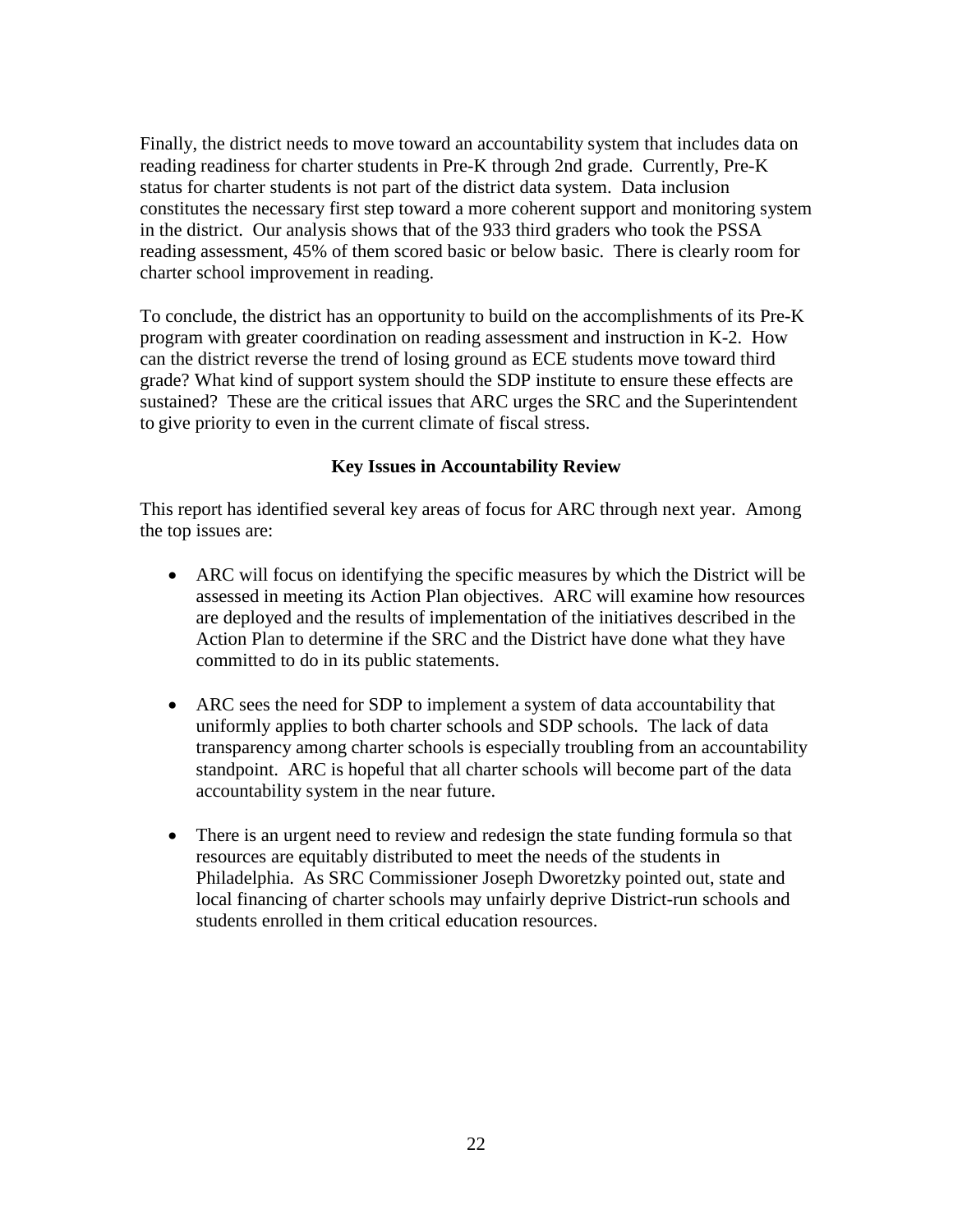Finally, the district needs to move toward an accountability system that includes data on reading readiness for charter students in Pre-K through 2nd grade. Currently, Pre-K status for charter students is not part of the district data system. Data inclusion constitutes the necessary first step toward a more coherent support and monitoring system in the district. Our analysis shows that of the 933 third graders who took the PSSA reading assessment, 45% of them scored basic or below basic. There is clearly room for charter school improvement in reading.

To conclude, the district has an opportunity to build on the accomplishments of its Pre-K program with greater coordination on reading assessment and instruction in K-2. How can the district reverse the trend of losing ground as ECE students move toward third grade? What kind of support system should the SDP institute to ensure these effects are sustained? These are the critical issues that ARC urges the SRC and the Superintendent to give priority to even in the current climate of fiscal stress.

## Key Issues in Accountability Review

This report has identified several key areas of focus for ARC through next year. Among the top issues are:

- ARC will focus on identifying the specific measures by which the District will be assessed in meeting its Action Plan objectives. ARC will examine how resources are deployed and the results of implementation of the initiatives described in the Action Plan to determine if the SRC and the District have done what they have committed to do in its public statements.

- ARC sees the need for SDP to implement a system of data accountability that uniformly applies to both charter schools and SDP schools. The lack of data transparency among charter schools is especially troubling from an accountability standpoint. ARC is hopeful that all charter schools will become part of the data accountability system in the near future.

- There is an urgent need to review and redesign the state funding formula so that resources are equitably distributed to meet the needs of the students in Philadelphia. As SRC Commissioner Joseph Dworetzky pointed out, state and local financing of charter schools may unfairly deprive District-run schools and students enrolled in them critical education resources.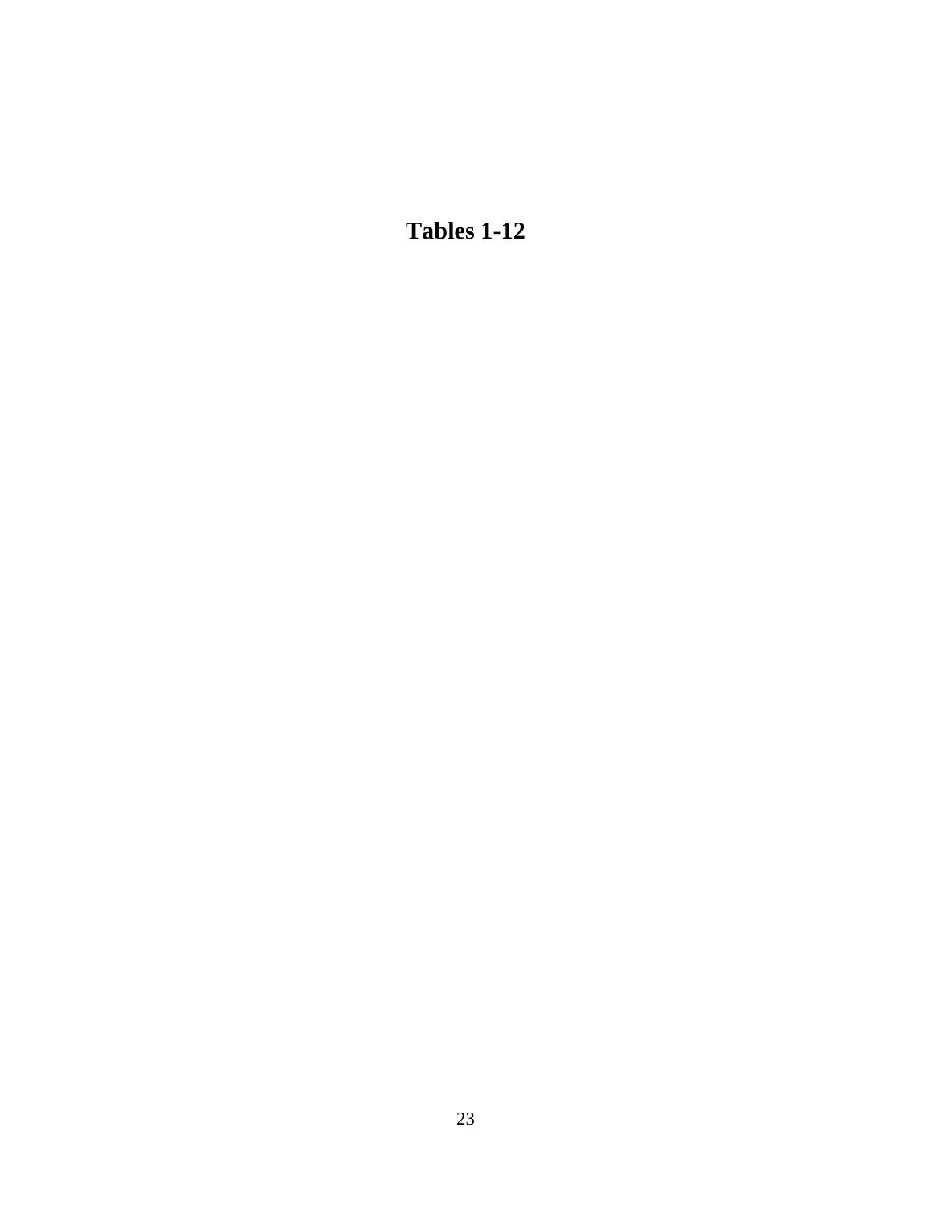**Tables 1-12**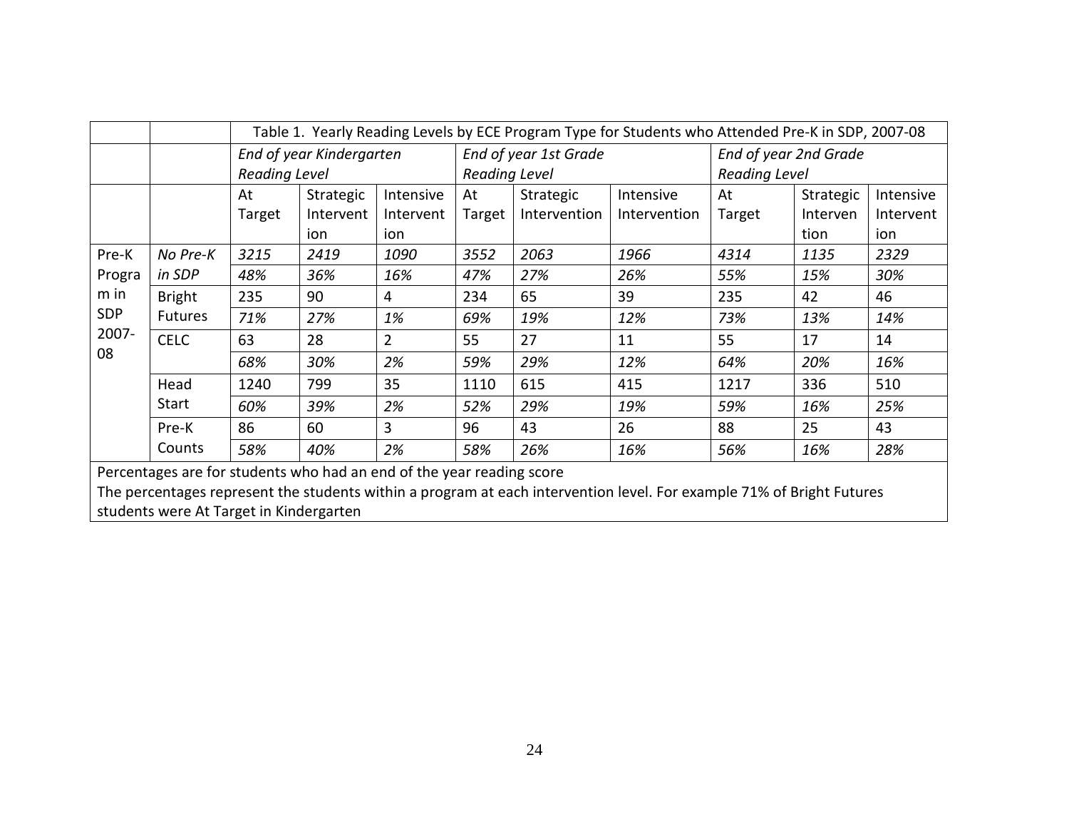| | | Table 1. Yearly Reading Levels by ECE Program Type for Students who Attended Pre-K in SDP, 2007-08 | | | | | | | | |
|---|---|---|---|---|---|---|---|---|---|---|
| | | *End of year Kindergarten Reading Level* | | | *End of year 1st Grade Reading Level* | | | *End of year 2nd Grade Reading Level* | | |
| | | At Target | Strategic Intervention | Intensive Intervention | At Target | Strategic Intervention | Intensive Intervention | At Target | Strategic Intervention | Intensive Intervention |
| Pre-K Program in SDP 2007-08 | *No Pre-K in SDP* | *3215* | *2419* | *1090* | *3552* | *2063* | *1966* | *4314* | *1135* | *2329* |
| | | *48%* | *36%* | *16%* | *47%* | *27%* | *26%* | *55%* | *15%* | *30%* |
| | Bright Futures | 235 | 90 | 4 | 234 | 65 | 39 | 235 | 42 | 46 |
| | | *71%* | *27%* | *1%* | *69%* | *19%* | *12%* | *73%* | *13%* | *14%* |
| | CELC | 63 | 28 | 2 | 55 | 27 | 11 | 55 | 17 | 14 |
| | | *68%* | *30%* | *2%* | *59%* | *29%* | *12%* | *64%* | *20%* | *16%* |
| | Head Start | 1240 | 799 | 35 | 1110 | 615 | 415 | 1217 | 336 | 510 |
| | | *60%* | *39%* | *2%* | *52%* | *29%* | *19%* | *59%* | *16%* | *25%* |
| | Pre-K Counts | 86 | 60 | 3 | 96 | 43 | 26 | 88 | 25 | 43 |
| | | *58%* | *40%* | *2%* | *58%* | *26%* | *16%* | *56%* | *16%* | *28%* |

Percentages are for students who had an end of the year reading score

The percentages represent the students within a program at each intervention level. For example 71% of Bright Futures students were At Target in Kindergarten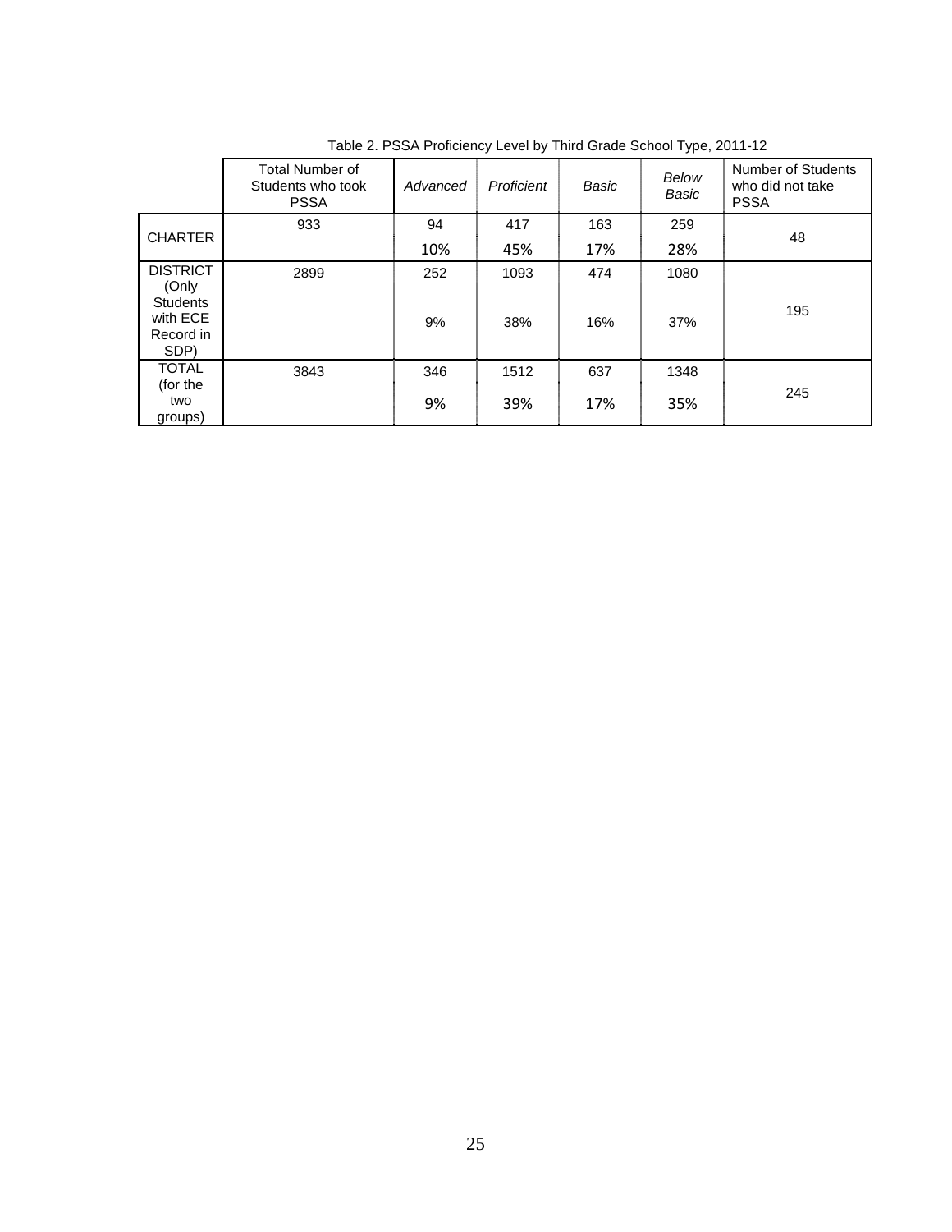Table 2. PSSA Proficiency Level by Third Grade School Type, 2011-12

| | Total Number of Students who took PSSA | *Advanced* | *Proficient* | *Basic* | *Below Basic* | Number of Students who did not take PSSA |
|---|---|---|---|---|---|---|
| CHARTER | 933 | 94<br>10% | 417<br>45% | 163<br>17% | 259<br>28% | 48 |
| DISTRICT (Only Students with ECE Record in SDP) | 2899 | 252<br>9% | 1093<br>38% | 474<br>16% | 1080<br>37% | 195 |
| TOTAL (for the two groups) | 3843 | 346<br>9% | 1512<br>39% | 637<br>17% | 1348<br>35% | 245 |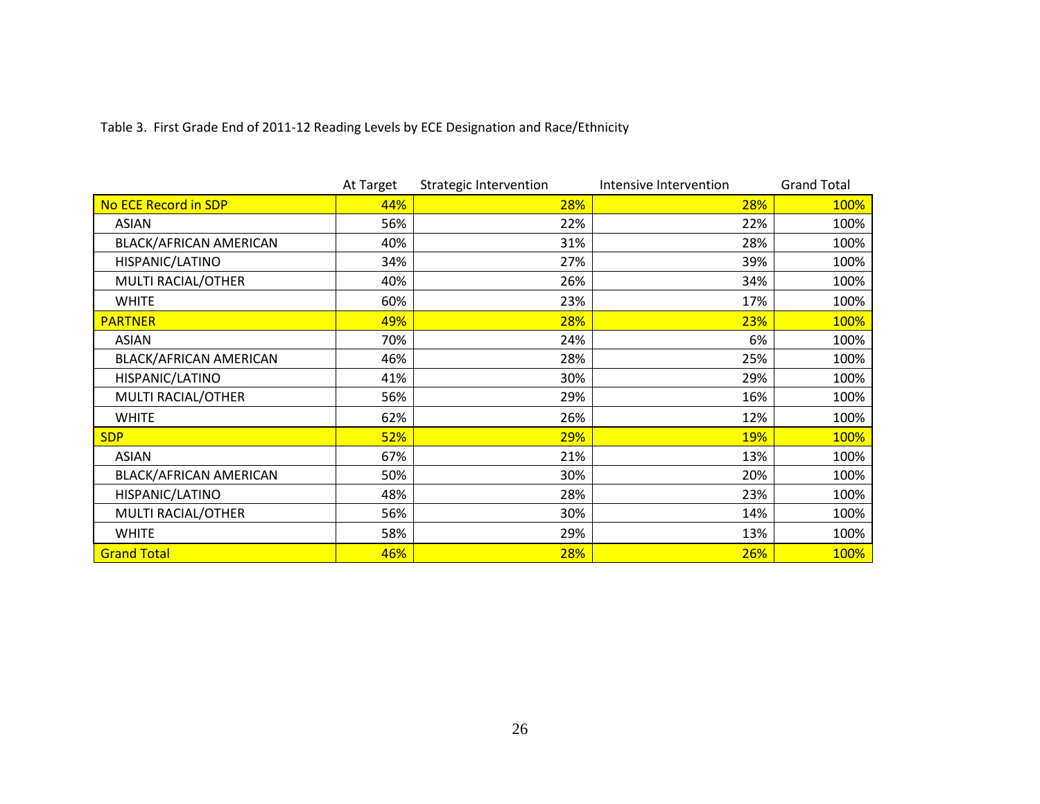Table 3. First Grade End of 2011-12 Reading Levels by ECE Designation and Race/Ethnicity

| | At Target | Strategic Intervention | Intensive Intervention | Grand Total |
|---|---|---|---|---|
| No ECE Record in SDP | 44% | 28% | 28% | 100% |
| ASIAN | 56% | 22% | 22% | 100% |
| BLACK/AFRICAN AMERICAN | 40% | 31% | 28% | 100% |
| HISPANIC/LATINO | 34% | 27% | 39% | 100% |
| MULTI RACIAL/OTHER | 40% | 26% | 34% | 100% |
| WHITE | 60% | 23% | 17% | 100% |
| PARTNER | 49% | 28% | 23% | 100% |
| ASIAN | 70% | 24% | 6% | 100% |
| BLACK/AFRICAN AMERICAN | 46% | 28% | 25% | 100% |
| HISPANIC/LATINO | 41% | 30% | 29% | 100% |
| MULTI RACIAL/OTHER | 56% | 29% | 16% | 100% |
| WHITE | 62% | 26% | 12% | 100% |
| SDP | 52% | 29% | 19% | 100% |
| ASIAN | 67% | 21% | 13% | 100% |
| BLACK/AFRICAN AMERICAN | 50% | 30% | 20% | 100% |
| HISPANIC/LATINO | 48% | 28% | 23% | 100% |
| MULTI RACIAL/OTHER | 56% | 30% | 14% | 100% |
| WHITE | 58% | 29% | 13% | 100% |
| Grand Total | 46% | 28% | 26% | 100% |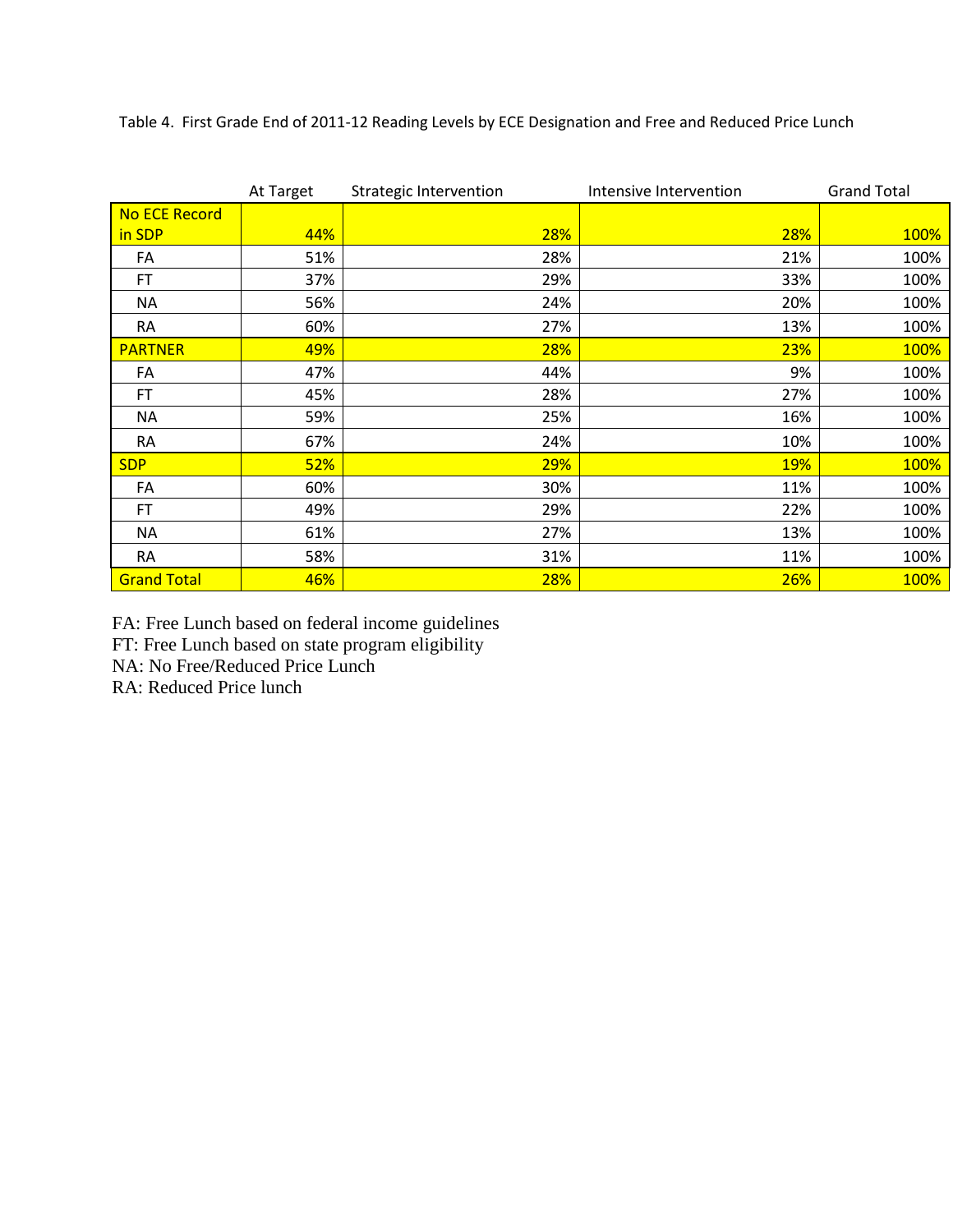Table 4. First Grade End of 2011-12 Reading Levels by ECE Designation and Free and Reduced Price Lunch

| | At Target | Strategic Intervention | Intensive Intervention | Grand Total |
|---|---|---|---|---|
| **No ECE Record in SDP** | **44%** | **28%** | **28%** | **100%** |
| FA | 51% | 28% | 21% | 100% |
| FT | 37% | 29% | 33% | 100% |
| NA | 56% | 24% | 20% | 100% |
| RA | 60% | 27% | 13% | 100% |
| **PARTNER** | **49%** | **28%** | **23%** | **100%** |
| FA | 47% | 44% | 9% | 100% |
| FT | 45% | 28% | 27% | 100% |
| NA | 59% | 25% | 16% | 100% |
| RA | 67% | 24% | 10% | 100% |
| **SDP** | **52%** | **29%** | **19%** | **100%** |
| FA | 60% | 30% | 11% | 100% |
| FT | 49% | 29% | 22% | 100% |
| NA | 61% | 27% | 13% | 100% |
| RA | 58% | 31% | 11% | 100% |
| **Grand Total** | **46%** | **28%** | **26%** | **100%** |

FA: Free Lunch based on federal income guidelines
FT: Free Lunch based on state program eligibility
NA: No Free/Reduced Price Lunch
RA: Reduced Price lunch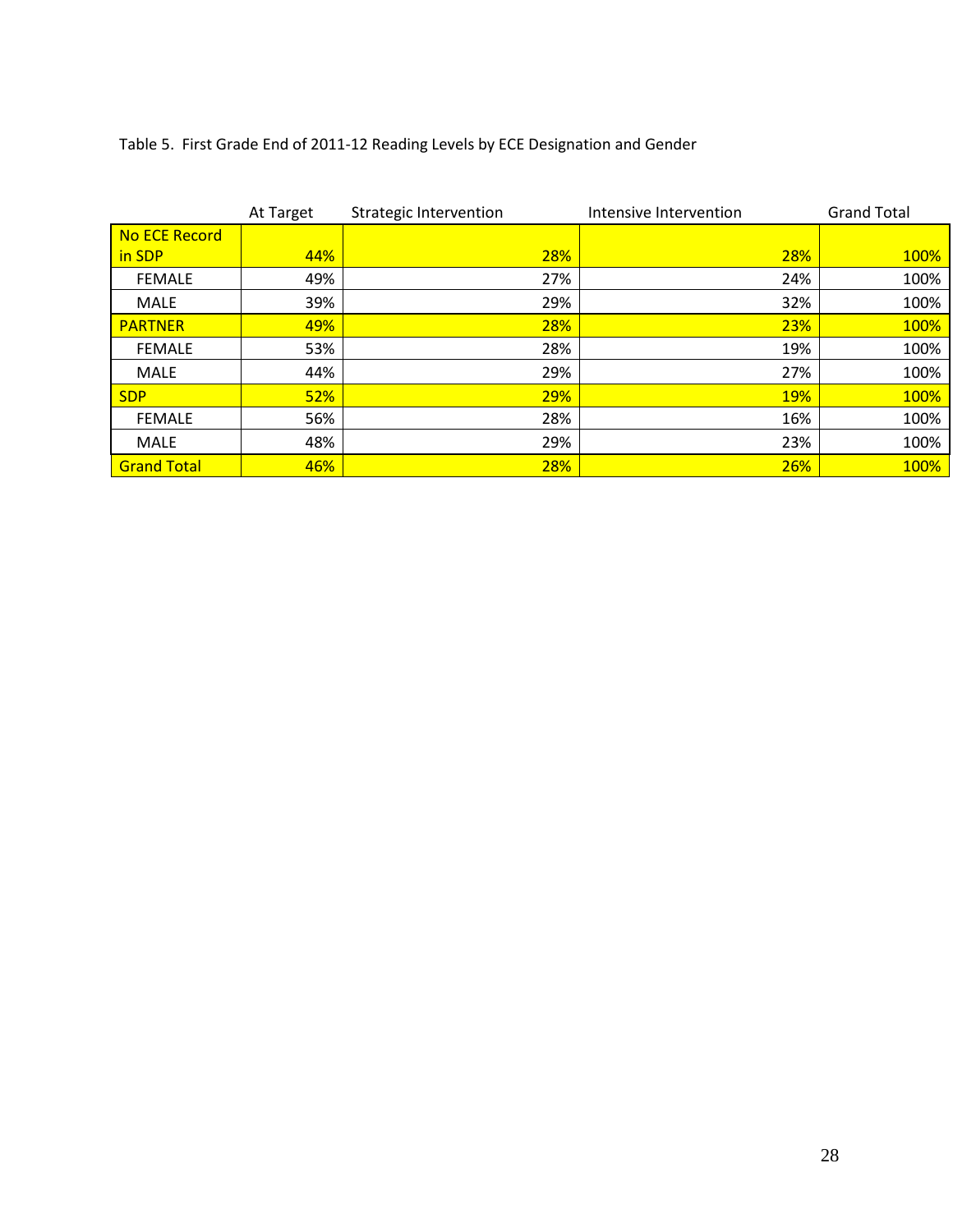Table 5. First Grade End of 2011-12 Reading Levels by ECE Designation and Gender

| | At Target | Strategic Intervention | Intensive Intervention | Grand Total |
|---|---|---|---|---|
| No ECE Record in SDP | 44% | 28% | 28% | 100% |
| FEMALE | 49% | 27% | 24% | 100% |
| MALE | 39% | 29% | 32% | 100% |
| PARTNER | 49% | 28% | 23% | 100% |
| FEMALE | 53% | 28% | 19% | 100% |
| MALE | 44% | 29% | 27% | 100% |
| SDP | 52% | 29% | 19% | 100% |
| FEMALE | 56% | 28% | 16% | 100% |
| MALE | 48% | 29% | 23% | 100% |
| Grand Total | 46% | 28% | 26% | 100% |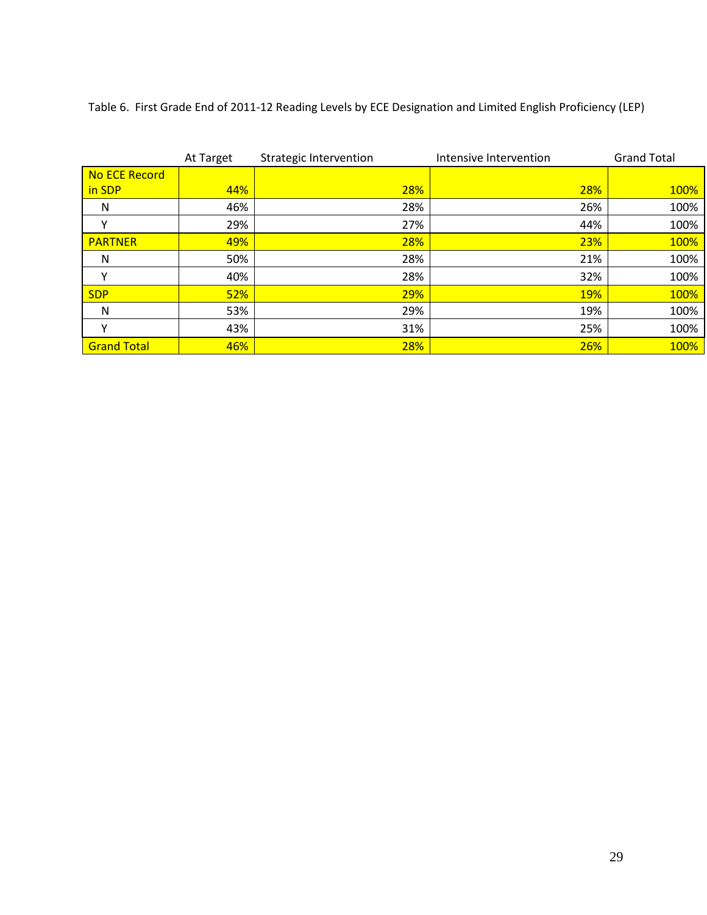Table 6. First Grade End of 2011-12 Reading Levels by ECE Designation and Limited English Proficiency (LEP)

| | At Target | Strategic Intervention | Intensive Intervention | Grand Total |
|---|---|---|---|---|
| No ECE Record in SDP | 44% | 28% | 28% | 100% |
| N | 46% | 28% | 26% | 100% |
| Y | 29% | 27% | 44% | 100% |
| PARTNER | 49% | 28% | 23% | 100% |
| N | 50% | 28% | 21% | 100% |
| Y | 40% | 28% | 32% | 100% |
| SDP | 52% | 29% | 19% | 100% |
| N | 53% | 29% | 19% | 100% |
| Y | 43% | 31% | 25% | 100% |
| Grand Total | 46% | 28% | 26% | 100% |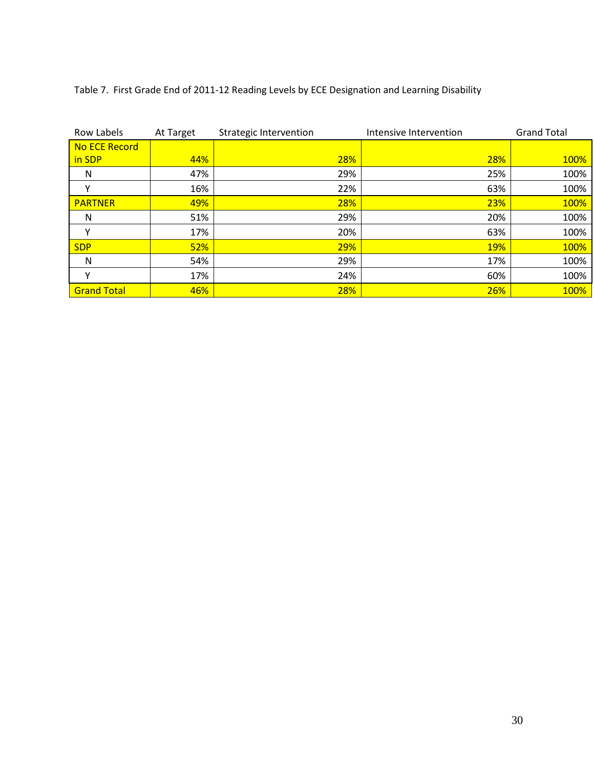Table 7. First Grade End of 2011-12 Reading Levels by ECE Designation and Learning Disability

| Row Labels | At Target | Strategic Intervention | Intensive Intervention | Grand Total |
|---|---|---|---|---|
| No ECE Record in SDP | 44% | 28% | 28% | 100% |
| N | 47% | 29% | 25% | 100% |
| Y | 16% | 22% | 63% | 100% |
| PARTNER | 49% | 28% | 23% | 100% |
| N | 51% | 29% | 20% | 100% |
| Y | 17% | 20% | 63% | 100% |
| SDP | 52% | 29% | 19% | 100% |
| N | 54% | 29% | 17% | 100% |
| Y | 17% | 24% | 60% | 100% |
| Grand Total | 46% | 28% | 26% | 100% |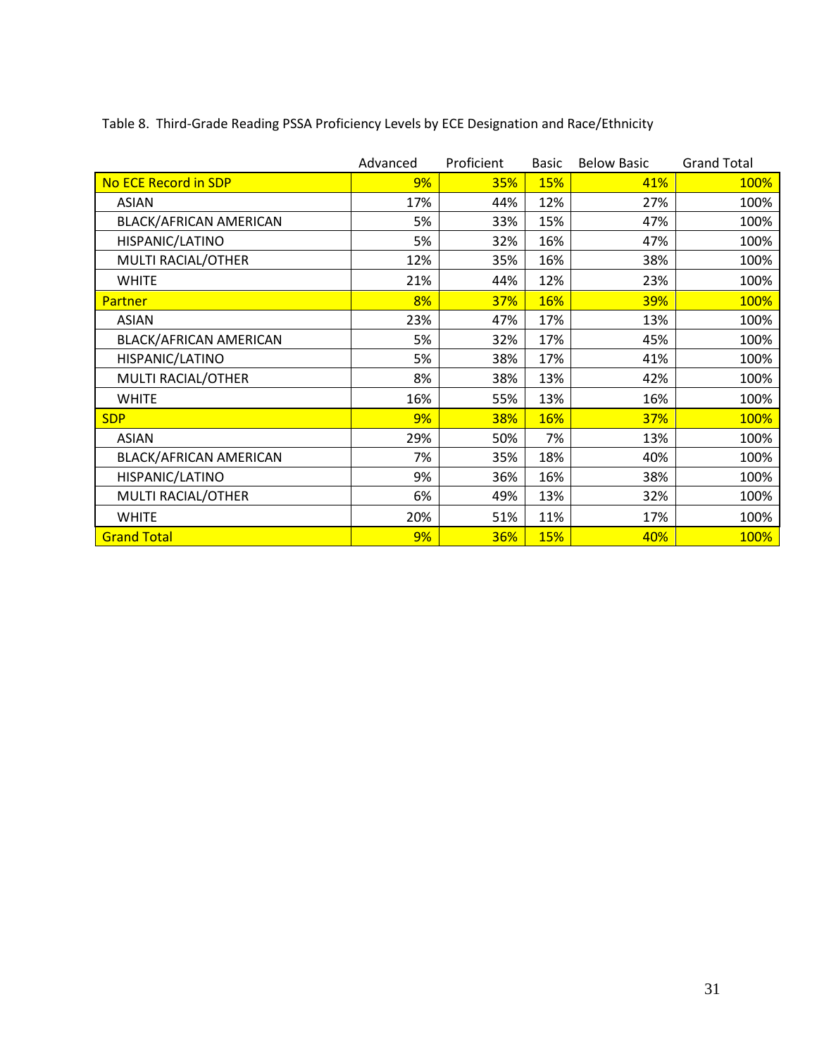Table 8. Third-Grade Reading PSSA Proficiency Levels by ECE Designation and Race/Ethnicity

| | Advanced | Proficient | Basic | Below Basic | Grand Total |
|---|---|---|---|---|---|
| No ECE Record in SDP | 9% | 35% | 15% | 41% | 100% |
| ASIAN | 17% | 44% | 12% | 27% | 100% |
| BLACK/AFRICAN AMERICAN | 5% | 33% | 15% | 47% | 100% |
| HISPANIC/LATINO | 5% | 32% | 16% | 47% | 100% |
| MULTI RACIAL/OTHER | 12% | 35% | 16% | 38% | 100% |
| WHITE | 21% | 44% | 12% | 23% | 100% |
| Partner | 8% | 37% | 16% | 39% | 100% |
| ASIAN | 23% | 47% | 17% | 13% | 100% |
| BLACK/AFRICAN AMERICAN | 5% | 32% | 17% | 45% | 100% |
| HISPANIC/LATINO | 5% | 38% | 17% | 41% | 100% |
| MULTI RACIAL/OTHER | 8% | 38% | 13% | 42% | 100% |
| WHITE | 16% | 55% | 13% | 16% | 100% |
| SDP | 9% | 38% | 16% | 37% | 100% |
| ASIAN | 29% | 50% | 7% | 13% | 100% |
| BLACK/AFRICAN AMERICAN | 7% | 35% | 18% | 40% | 100% |
| HISPANIC/LATINO | 9% | 36% | 16% | 38% | 100% |
| MULTI RACIAL/OTHER | 6% | 49% | 13% | 32% | 100% |
| WHITE | 20% | 51% | 11% | 17% | 100% |
| Grand Total | 9% | 36% | 15% | 40% | 100% |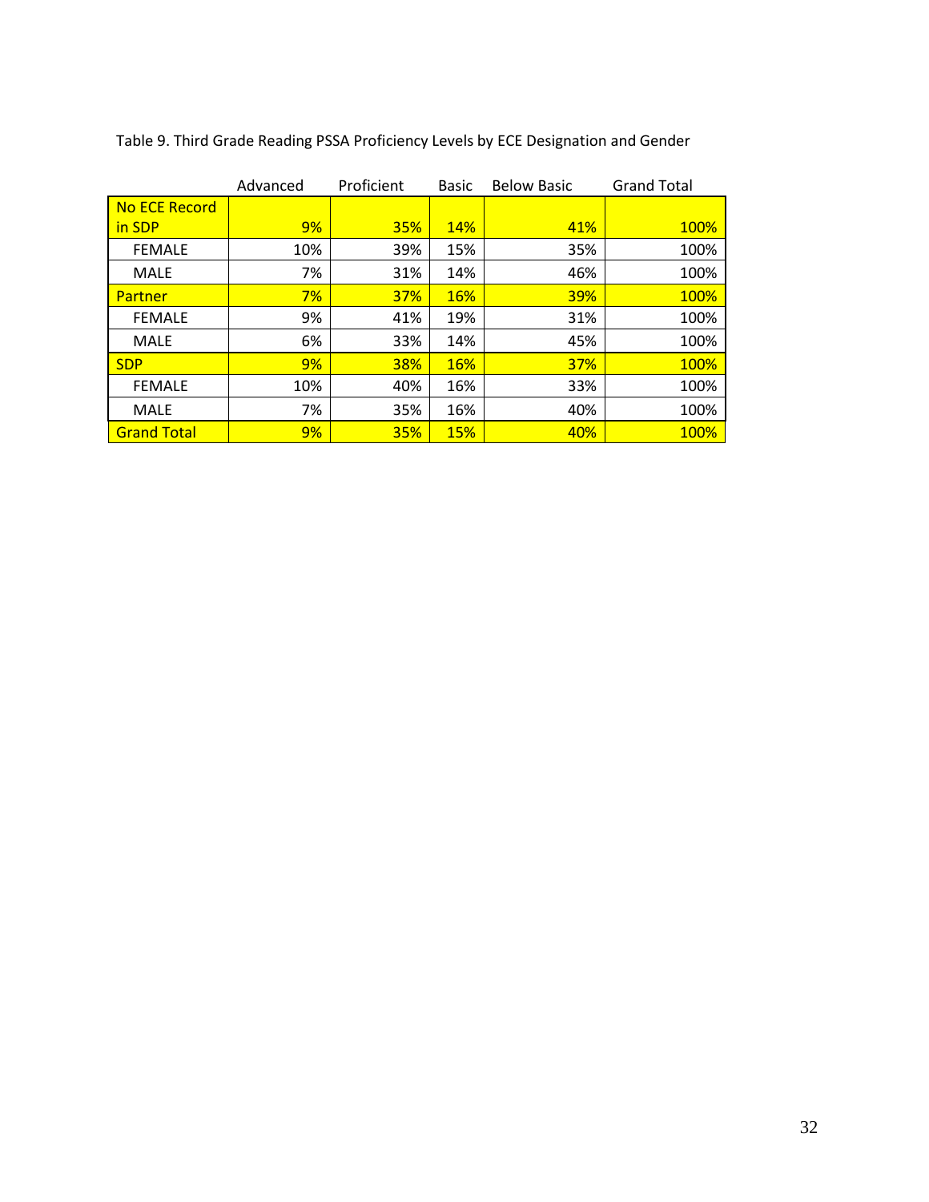Table 9. Third Grade Reading PSSA Proficiency Levels by ECE Designation and Gender

| | Advanced | Proficient | Basic | Below Basic | Grand Total |
|---|---|---|---|---|---|
| No ECE Record in SDP | 9% | 35% | 14% | 41% | 100% |
| FEMALE | 10% | 39% | 15% | 35% | 100% |
| MALE | 7% | 31% | 14% | 46% | 100% |
| Partner | 7% | 37% | 16% | 39% | 100% |
| FEMALE | 9% | 41% | 19% | 31% | 100% |
| MALE | 6% | 33% | 14% | 45% | 100% |
| SDP | 9% | 38% | 16% | 37% | 100% |
| FEMALE | 10% | 40% | 16% | 33% | 100% |
| MALE | 7% | 35% | 16% | 40% | 100% |
| Grand Total | 9% | 35% | 15% | 40% | 100% |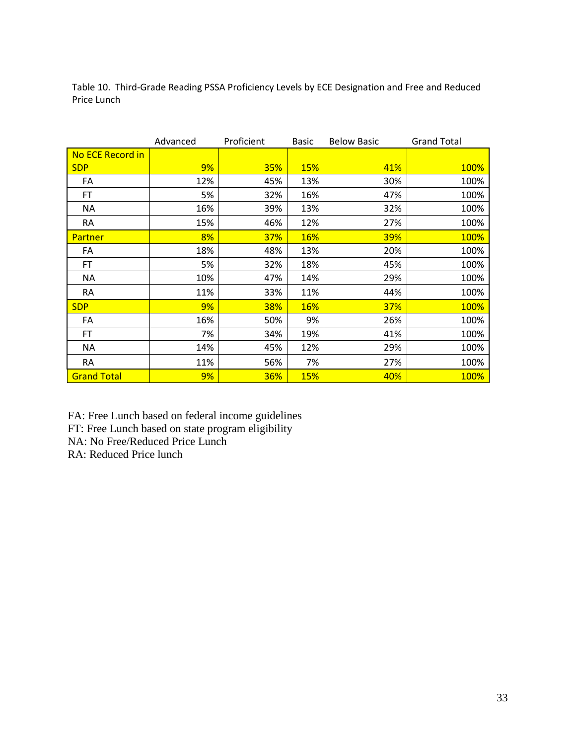Table 10. Third-Grade Reading PSSA Proficiency Levels by ECE Designation and Free and Reduced Price Lunch

| | Advanced | Proficient | Basic | Below Basic | Grand Total |
|---|---|---|---|---|---|
| No ECE Record in SDP | 9% | 35% | 15% | 41% | 100% |
| FA | 12% | 45% | 13% | 30% | 100% |
| FT | 5% | 32% | 16% | 47% | 100% |
| NA | 16% | 39% | 13% | 32% | 100% |
| RA | 15% | 46% | 12% | 27% | 100% |
| Partner | 8% | 37% | 16% | 39% | 100% |
| FA | 18% | 48% | 13% | 20% | 100% |
| FT | 5% | 32% | 18% | 45% | 100% |
| NA | 10% | 47% | 14% | 29% | 100% |
| RA | 11% | 33% | 11% | 44% | 100% |
| SDP | 9% | 38% | 16% | 37% | 100% |
| FA | 16% | 50% | 9% | 26% | 100% |
| FT | 7% | 34% | 19% | 41% | 100% |
| NA | 14% | 45% | 12% | 29% | 100% |
| RA | 11% | 56% | 7% | 27% | 100% |
| Grand Total | 9% | 36% | 15% | 40% | 100% |

FA: Free Lunch based on federal income guidelines
FT: Free Lunch based on state program eligibility
NA: No Free/Reduced Price Lunch
RA: Reduced Price lunch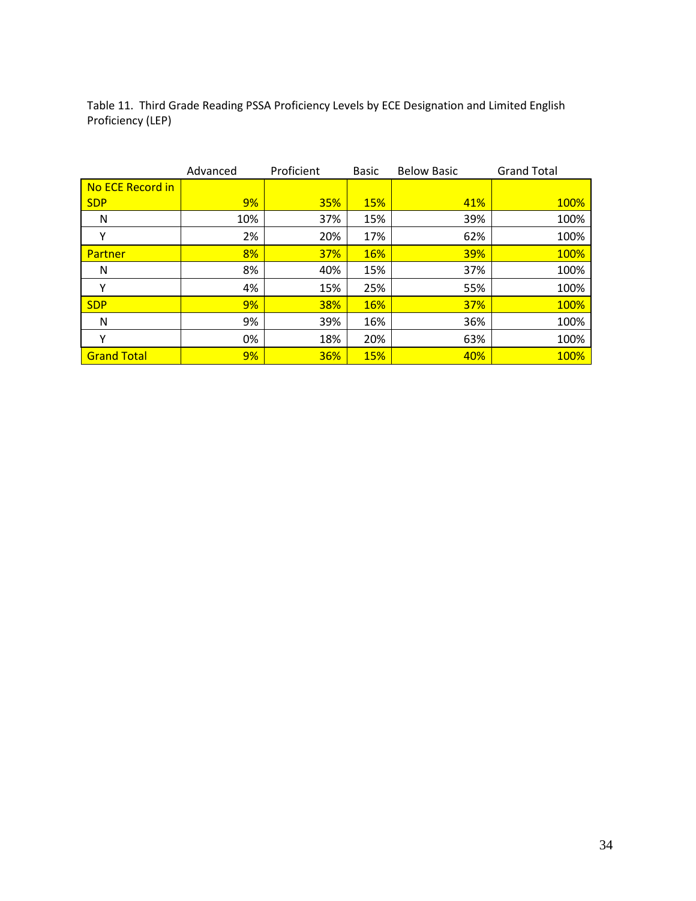Table 11. Third Grade Reading PSSA Proficiency Levels by ECE Designation and Limited English Proficiency (LEP)

| | Advanced | Proficient | Basic | Below Basic | Grand Total |
|---|---|---|---|---|---|
| No ECE Record in SDP | 9% | 35% | 15% | 41% | 100% |
| N | 10% | 37% | 15% | 39% | 100% |
| Y | 2% | 20% | 17% | 62% | 100% |
| Partner | 8% | 37% | 16% | 39% | 100% |
| N | 8% | 40% | 15% | 37% | 100% |
| Y | 4% | 15% | 25% | 55% | 100% |
| SDP | 9% | 38% | 16% | 37% | 100% |
| N | 9% | 39% | 16% | 36% | 100% |
| Y | 0% | 18% | 20% | 63% | 100% |
| Grand Total | 9% | 36% | 15% | 40% | 100% |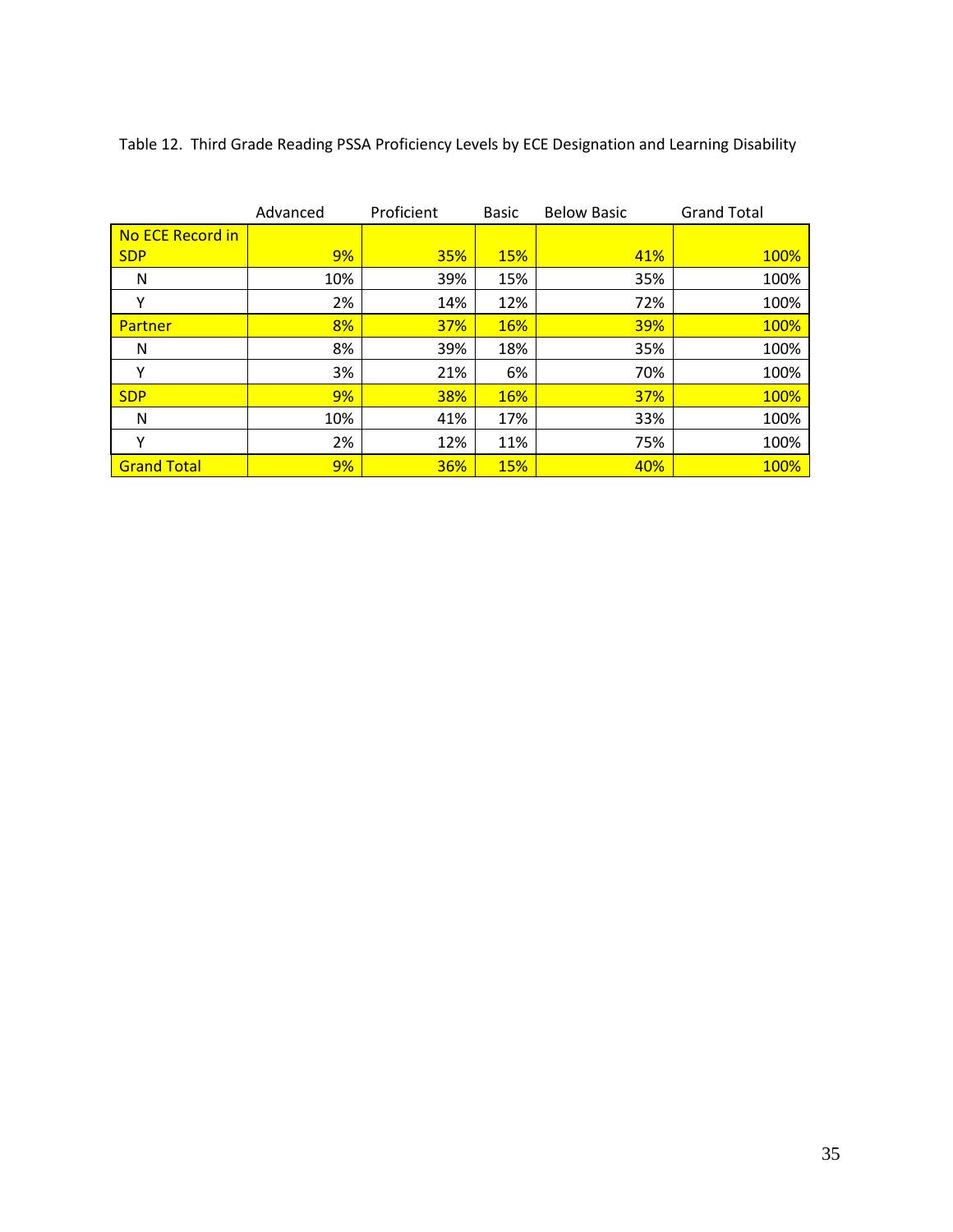Table 12. Third Grade Reading PSSA Proficiency Levels by ECE Designation and Learning Disability

| | Advanced | Proficient | Basic | Below Basic | Grand Total |
|---|---|---|---|---|---|
| No ECE Record in SDP | 9% | 35% | 15% | 41% | 100% |
| N | 10% | 39% | 15% | 35% | 100% |
| Y | 2% | 14% | 12% | 72% | 100% |
| Partner | 8% | 37% | 16% | 39% | 100% |
| N | 8% | 39% | 18% | 35% | 100% |
| Y | 3% | 21% | 6% | 70% | 100% |
| SDP | 9% | 38% | 16% | 37% | 100% |
| N | 10% | 41% | 17% | 33% | 100% |
| Y | 2% | 12% | 11% | 75% | 100% |
| Grand Total | 9% | 36% | 15% | 40% | 100% |